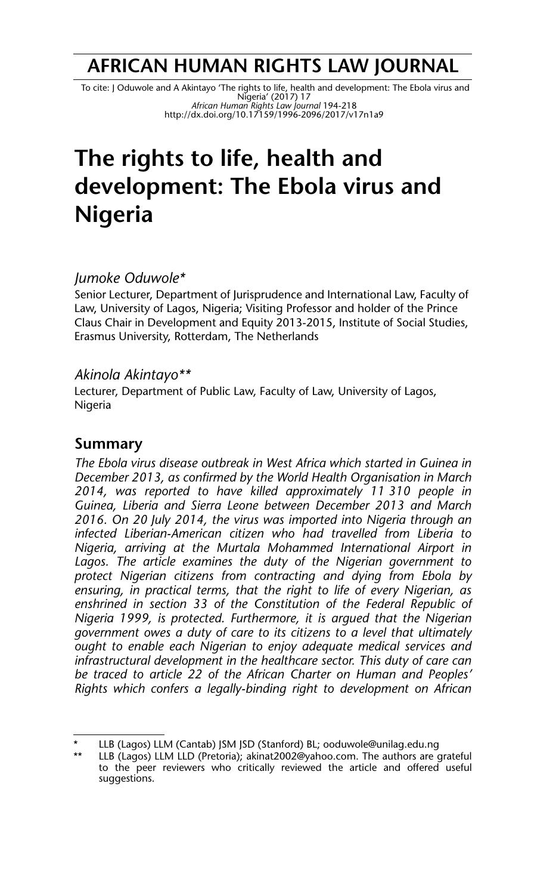# AFRICAN HUMAN RIGHTS LAW JOURNAL

To cite: J Oduwole and A Akintayo 'The rights to life, health and development: The Ebola virus and Nigeria' (2017) 17 *African Human Rights Law Journal* 194-218
http://dx.doi.org/10.17159/1996-2096/2017/v17n1a9

# The rights to life, health and development: The Ebola virus and Nigeria

*Jumoke Oduwole\**
Senior Lecturer, Department of Jurisprudence and International Law, Faculty of Law, University of Lagos, Nigeria; Visiting Professor and holder of the Prince Claus Chair in Development and Equity 2013-2015, Institute of Social Studies, Erasmus University, Rotterdam, The Netherlands

*Akinola Akintayo\*\**
Lecturer, Department of Public Law, Faculty of Law, University of Lagos, Nigeria

## Summary

*The Ebola virus disease outbreak in West Africa which started in Guinea in December 2013, as confirmed by the World Health Organisation in March 2014, was reported to have killed approximately 11 310 people in Guinea, Liberia and Sierra Leone between December 2013 and March 2016. On 20 July 2014, the virus was imported into Nigeria through an infected Liberian-American citizen who had travelled from Liberia to Nigeria, arriving at the Murtala Mohammed International Airport in Lagos. The article examines the duty of the Nigerian government to protect Nigerian citizens from contracting and dying from Ebola by ensuring, in practical terms, that the right to life of every Nigerian, as enshrined in section 33 of the Constitution of the Federal Republic of Nigeria 1999, is protected. Furthermore, it is argued that the Nigerian government owes a duty of care to its citizens to a level that ultimately ought to enable each Nigerian to enjoy adequate medical services and infrastructural development in the healthcare sector. This duty of care can be traced to article 22 of the African Charter on Human and Peoples' Rights which confers a legally-binding right to development on African*

---

\* LLB (Lagos) LLM (Cantab) JSM JSD (Stanford) BL; ooduwole@unilag.edu.ng

\*\* LLB (Lagos) LLM LLD (Pretoria); akinat2002@yahoo.com. The authors are grateful to the peer reviewers who critically reviewed the article and offered useful suggestions.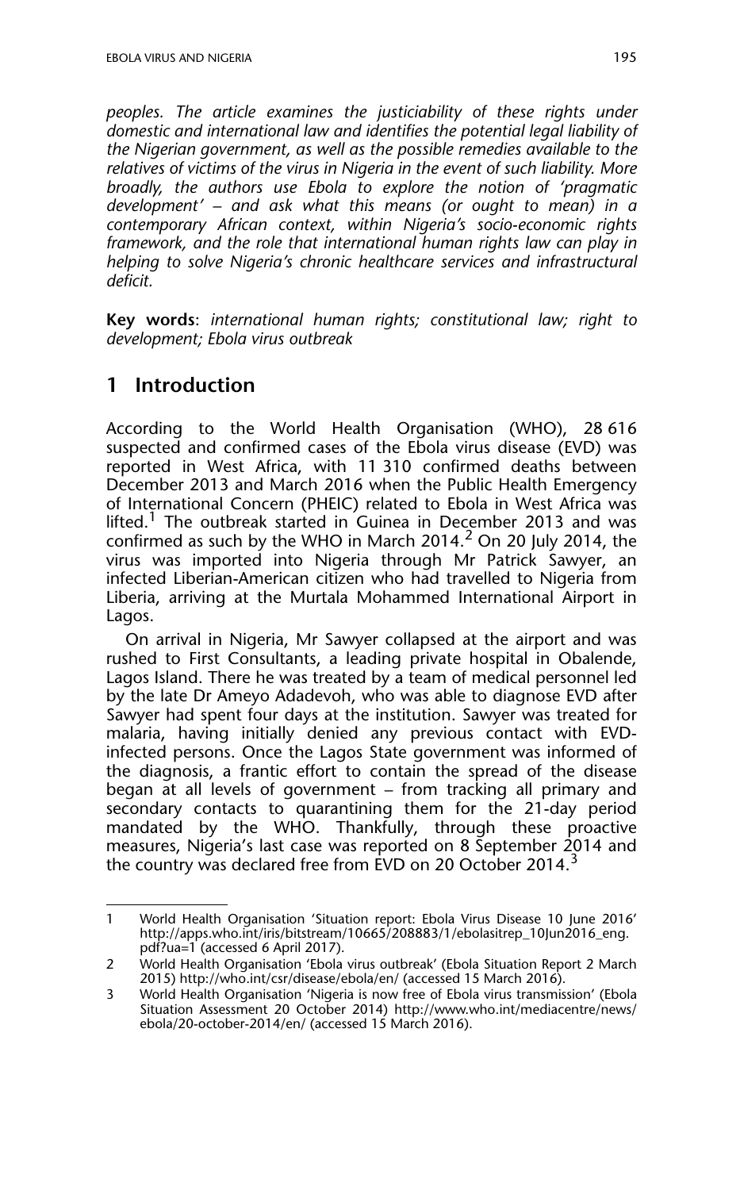*peoples. The article examines the justiciability of these rights under domestic and international law and identifies the potential legal liability of the Nigerian government, as well as the possible remedies available to the relatives of victims of the virus in Nigeria in the event of such liability. More broadly, the authors use Ebola to explore the notion of 'pragmatic development' – and ask what this means (or ought to mean) in a contemporary African context, within Nigeria's socio-economic rights framework, and the role that international human rights law can play in helping to solve Nigeria's chronic healthcare services and infrastructural deficit.*

**Key words**: *international human rights; constitutional law; right to development; Ebola virus outbreak*

## 1 Introduction

According to the World Health Organisation (WHO), 28 616 suspected and confirmed cases of the Ebola virus disease (EVD) was reported in West Africa, with 11 310 confirmed deaths between December 2013 and March 2016 when the Public Health Emergency of International Concern (PHEIC) related to Ebola in West Africa was lifted.[1] The outbreak started in Guinea in December 2013 and was confirmed as such by the WHO in March 2014.[2] On 20 July 2014, the virus was imported into Nigeria through Mr Patrick Sawyer, an infected Liberian-American citizen who had travelled to Nigeria from Liberia, arriving at the Murtala Mohammed International Airport in Lagos.

On arrival in Nigeria, Mr Sawyer collapsed at the airport and was rushed to First Consultants, a leading private hospital in Obalende, Lagos Island. There he was treated by a team of medical personnel led by the late Dr Ameyo Adadevoh, who was able to diagnose EVD after Sawyer had spent four days at the institution. Sawyer was treated for malaria, having initially denied any previous contact with EVD-infected persons. Once the Lagos State government was informed of the diagnosis, a frantic effort to contain the spread of the disease began at all levels of government – from tracking all primary and secondary contacts to quarantining them for the 21-day period mandated by the WHO. Thankfully, through these proactive measures, Nigeria's last case was reported on 8 September 2014 and the country was declared free from EVD on 20 October 2014.[3]

---

1 World Health Organisation 'Situation report: Ebola Virus Disease 10 June 2016' http://apps.who.int/iris/bitstream/10665/208883/1/ebolasitrep_10Jun2016_eng.pdf?ua=1 (accessed 6 April 2017).

2 World Health Organisation 'Ebola virus outbreak' (Ebola Situation Report 2 March 2015) http://who.int/csr/disease/ebola/en/ (accessed 15 March 2016).

3 World Health Organisation 'Nigeria is now free of Ebola virus transmission' (Ebola Situation Assessment 20 October 2014) http://www.who.int/mediacentre/news/ebola/20-october-2014/en/ (accessed 15 March 2016).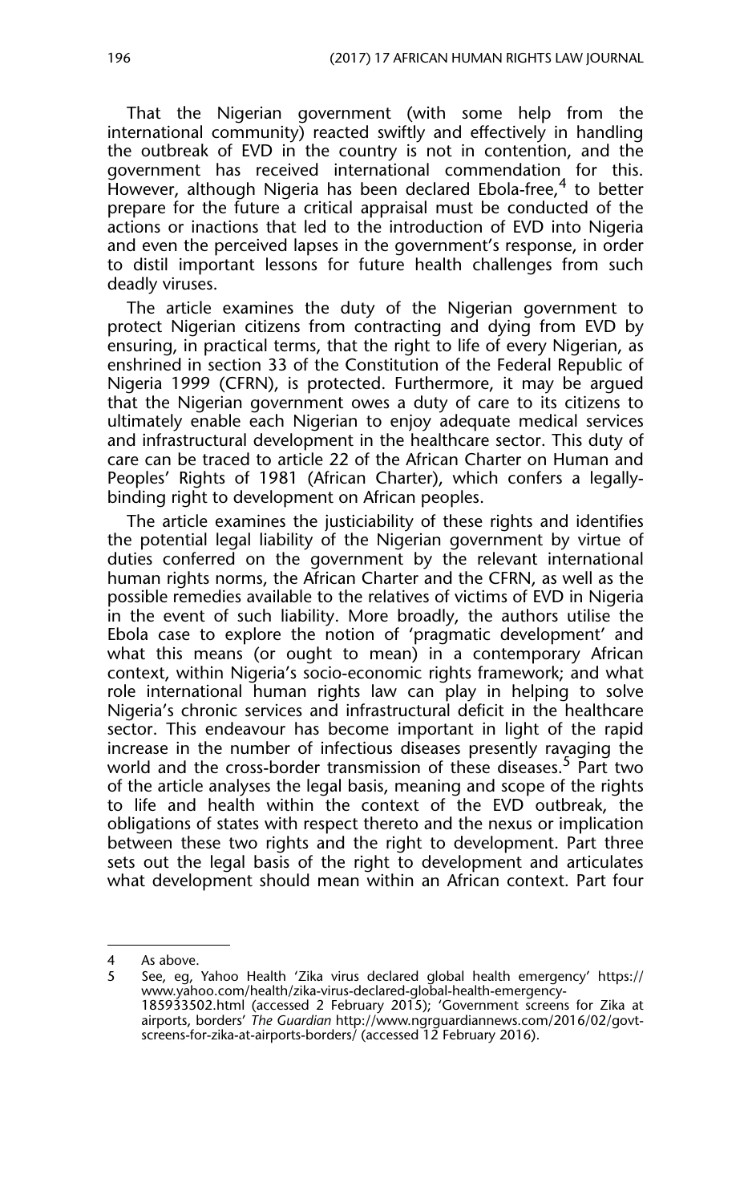That the Nigerian government (with some help from the international community) reacted swiftly and effectively in handling the outbreak of EVD in the country is not in contention, and the government has received international commendation for this. However, although Nigeria has been declared Ebola-free,[4] to better prepare for the future a critical appraisal must be conducted of the actions or inactions that led to the introduction of EVD into Nigeria and even the perceived lapses in the government's response, in order to distil important lessons for future health challenges from such deadly viruses.

The article examines the duty of the Nigerian government to protect Nigerian citizens from contracting and dying from EVD by ensuring, in practical terms, that the right to life of every Nigerian, as enshrined in section 33 of the Constitution of the Federal Republic of Nigeria 1999 (CFRN), is protected. Furthermore, it may be argued that the Nigerian government owes a duty of care to its citizens to ultimately enable each Nigerian to enjoy adequate medical services and infrastructural development in the healthcare sector. This duty of care can be traced to article 22 of the African Charter on Human and Peoples' Rights of 1981 (African Charter), which confers a legally-binding right to development on African peoples.

The article examines the justiciability of these rights and identifies the potential legal liability of the Nigerian government by virtue of duties conferred on the government by the relevant international human rights norms, the African Charter and the CFRN, as well as the possible remedies available to the relatives of victims of EVD in Nigeria in the event of such liability. More broadly, the authors utilise the Ebola case to explore the notion of 'pragmatic development' and what this means (or ought to mean) in a contemporary African context, within Nigeria's socio-economic rights framework; and what role international human rights law can play in helping to solve Nigeria's chronic services and infrastructural deficit in the healthcare sector. This endeavour has become important in light of the rapid increase in the number of infectious diseases presently ravaging the world and the cross-border transmission of these diseases.[5] Part two of the article analyses the legal basis, meaning and scope of the rights to life and health within the context of the EVD outbreak, the obligations of states with respect thereto and the nexus or implication between these two rights and the right to development. Part three sets out the legal basis of the right to development and articulates what development should mean within an African context. Part four

---

4 As above.

5 See, eg, Yahoo Health 'Zika virus declared global health emergency' https://www.yahoo.com/health/zika-virus-declared-global-health-emergency-185933502.html (accessed 2 February 2015); 'Government screens for Zika at airports, borders' *The Guardian* http://www.ngrguardiannews.com/2016/02/govt-screens-for-zika-at-airports-borders/ (accessed 12 February 2016).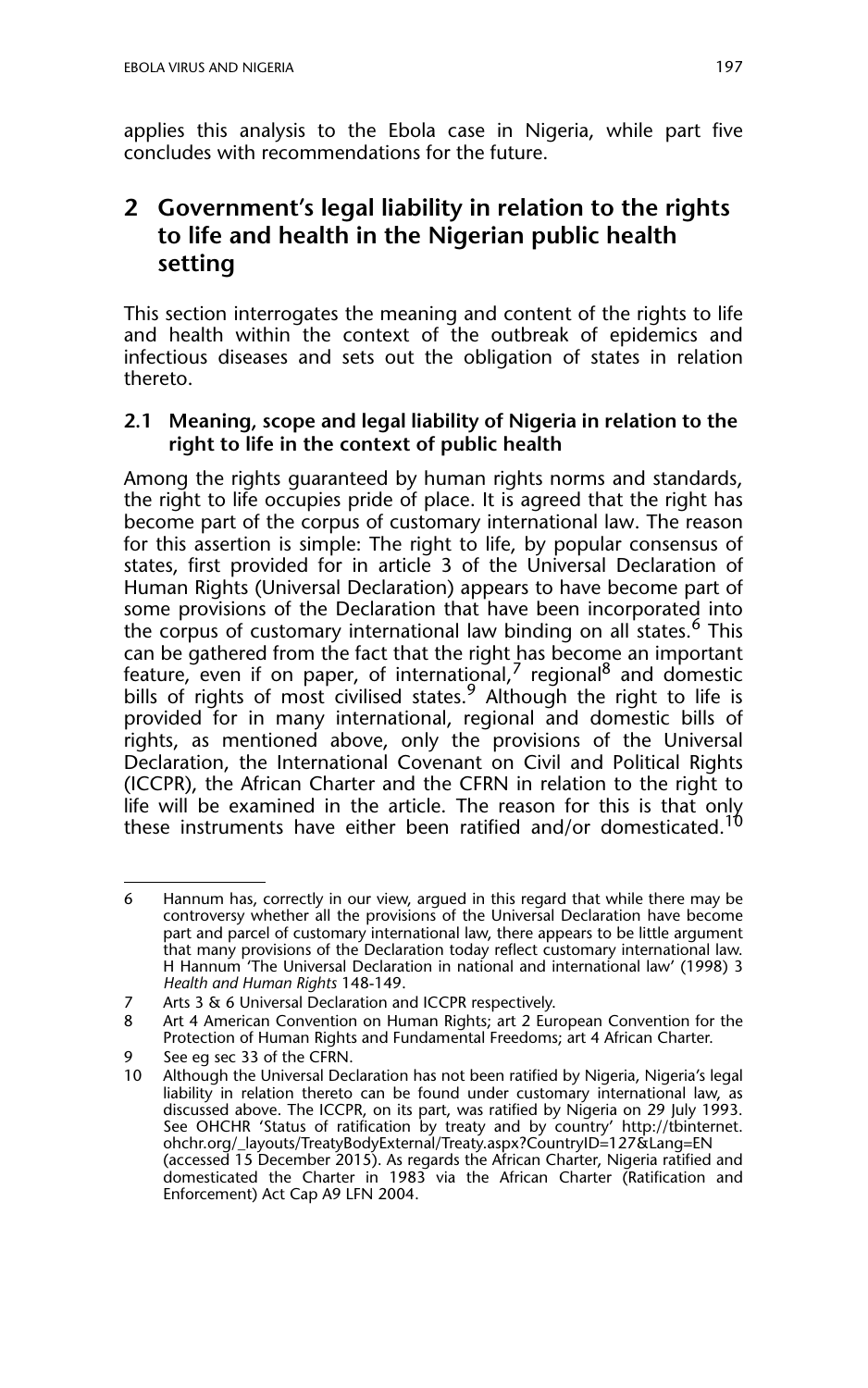applies this analysis to the Ebola case in Nigeria, while part five concludes with recommendations for the future.

## 2 Government's legal liability in relation to the rights to life and health in the Nigerian public health setting

This section interrogates the meaning and content of the rights to life and health within the context of the outbreak of epidemics and infectious diseases and sets out the obligation of states in relation thereto.

### 2.1 Meaning, scope and legal liability of Nigeria in relation to the right to life in the context of public health

Among the rights guaranteed by human rights norms and standards, the right to life occupies pride of place. It is agreed that the right has become part of the corpus of customary international law. The reason for this assertion is simple: The right to life, by popular consensus of states, first provided for in article 3 of the Universal Declaration of Human Rights (Universal Declaration) appears to have become part of some provisions of the Declaration that have been incorporated into the corpus of customary international law binding on all states.[6] This can be gathered from the fact that the right has become an important feature, even if on paper, of international,[7] regional[8] and domestic bills of rights of most civilised states.[9] Although the right to life is provided for in many international, regional and domestic bills of rights, as mentioned above, only the provisions of the Universal Declaration, the International Covenant on Civil and Political Rights (ICCPR), the African Charter and the CFRN in relation to the right to life will be examined in the article. The reason for this is that only these instruments have either been ratified and/or domesticated.[10]

---

6 Hannum has, correctly in our view, argued in this regard that while there may be controversy whether all the provisions of the Universal Declaration have become part and parcel of customary international law, there appears to be little argument that many provisions of the Declaration today reflect customary international law. H Hannum 'The Universal Declaration in national and international law' (1998) 3 *Health and Human Rights* 148-149.

7 Arts 3 & 6 Universal Declaration and ICCPR respectively.

8 Art 4 American Convention on Human Rights; art 2 European Convention for the Protection of Human Rights and Fundamental Freedoms; art 4 African Charter.

9 See eg sec 33 of the CFRN.

10 Although the Universal Declaration has not been ratified by Nigeria, Nigeria's legal liability in relation thereto can be found under customary international law, as discussed above. The ICCPR, on its part, was ratified by Nigeria on 29 July 1993. See OHCHR 'Status of ratification by treaty and by country' http://tbinternet.ohchr.org/_layouts/TreatyBodyExternal/Treaty.aspx?CountryID=127&Lang=EN (accessed 15 December 2015). As regards the African Charter, Nigeria ratified and domesticated the Charter in 1983 via the African Charter (Ratification and Enforcement) Act Cap A9 LFN 2004.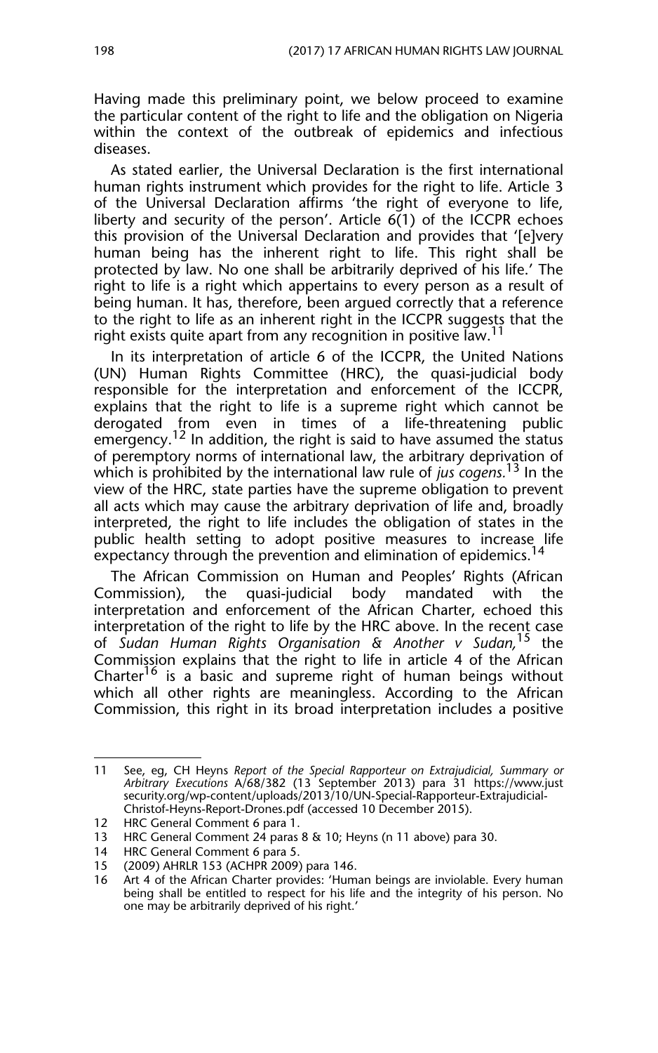Having made this preliminary point, we below proceed to examine the particular content of the right to life and the obligation on Nigeria within the context of the outbreak of epidemics and infectious diseases.

As stated earlier, the Universal Declaration is the first international human rights instrument which provides for the right to life. Article 3 of the Universal Declaration affirms 'the right of everyone to life, liberty and security of the person'. Article 6(1) of the ICCPR echoes this provision of the Universal Declaration and provides that '[e]very human being has the inherent right to life. This right shall be protected by law. No one shall be arbitrarily deprived of his life.' The right to life is a right which appertains to every person as a result of being human. It has, therefore, been argued correctly that a reference to the right to life as an inherent right in the ICCPR suggests that the right exists quite apart from any recognition in positive law.[11]

In its interpretation of article 6 of the ICCPR, the United Nations (UN) Human Rights Committee (HRC), the quasi-judicial body responsible for the interpretation and enforcement of the ICCPR, explains that the right to life is a supreme right which cannot be derogated from even in times of a life-threatening public emergency.[12] In addition, the right is said to have assumed the status of peremptory norms of international law, the arbitrary deprivation of which is prohibited by the international law rule of *jus cogens*.[13] In the view of the HRC, state parties have the supreme obligation to prevent all acts which may cause the arbitrary deprivation of life and, broadly interpreted, the right to life includes the obligation of states in the public health setting to adopt positive measures to increase life expectancy through the prevention and elimination of epidemics.[14]

The African Commission on Human and Peoples' Rights (African Commission), the quasi-judicial body mandated with the interpretation and enforcement of the African Charter, echoed this interpretation of the right to life by the HRC above. In the recent case of *Sudan Human Rights Organisation & Another v Sudan*,[15] the Commission explains that the right to life in article 4 of the African Charter[16] is a basic and supreme right of human beings without which all other rights are meaningless. According to the African Commission, this right in its broad interpretation includes a positive

---

11 See, eg, CH Heyns *Report of the Special Rapporteur on Extrajudicial, Summary or Arbitrary Executions* A/68/382 (13 September 2013) para 31 https://www.justsecurity.org/wp-content/uploads/2013/10/UN-Special-Rapporteur-Extrajudicial-Christof-Heyns-Report-Drones.pdf (accessed 10 December 2015).

12 HRC General Comment 6 para 1.

13 HRC General Comment 24 paras 8 & 10; Heyns (n 11 above) para 30.

14 HRC General Comment 6 para 5.

15 (2009) AHRLR 153 (ACHPR 2009) para 146.

16 Art 4 of the African Charter provides: 'Human beings are inviolable. Every human being shall be entitled to respect for his life and the integrity of his person. No one may be arbitrarily deprived of his right.'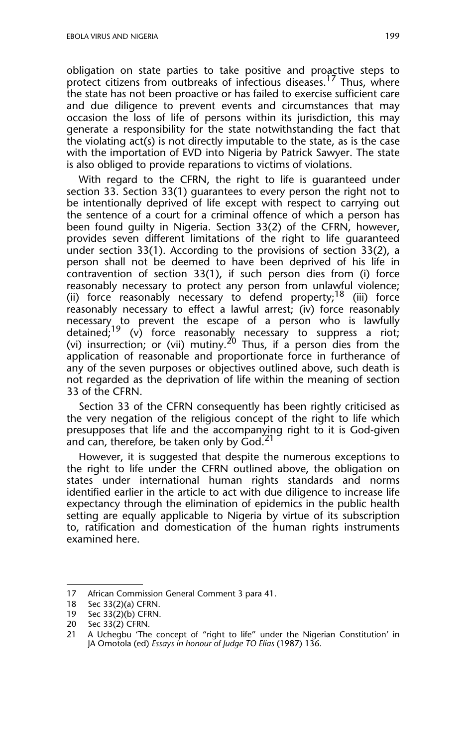obligation on state parties to take positive and proactive steps to protect citizens from outbreaks of infectious diseases.[17] Thus, where the state has not been proactive or has failed to exercise sufficient care and due diligence to prevent events and circumstances that may occasion the loss of life of persons within its jurisdiction, this may generate a responsibility for the state notwithstanding the fact that the violating act(s) is not directly imputable to the state, as is the case with the importation of EVD into Nigeria by Patrick Sawyer. The state is also obliged to provide reparations to victims of violations.

With regard to the CFRN, the right to life is guaranteed under section 33. Section 33(1) guarantees to every person the right not to be intentionally deprived of life except with respect to carrying out the sentence of a court for a criminal offence of which a person has been found guilty in Nigeria. Section 33(2) of the CFRN, however, provides seven different limitations of the right to life guaranteed under section 33(1). According to the provisions of section 33(2), a person shall not be deemed to have been deprived of his life in contravention of section 33(1), if such person dies from (i) force reasonably necessary to protect any person from unlawful violence; (ii) force reasonably necessary to defend property;[18] (iii) force reasonably necessary to effect a lawful arrest; (iv) force reasonably necessary to prevent the escape of a person who is lawfully detained;[19] (v) force reasonably necessary to suppress a riot; (vi) insurrection; or (vii) mutiny.[20] Thus, if a person dies from the application of reasonable and proportionate force in furtherance of any of the seven purposes or objectives outlined above, such death is not regarded as the deprivation of life within the meaning of section 33 of the CFRN.

Section 33 of the CFRN consequently has been rightly criticised as the very negation of the religious concept of the right to life which presupposes that life and the accompanying right to it is God-given and can, therefore, be taken only by God.[21]

However, it is suggested that despite the numerous exceptions to the right to life under the CFRN outlined above, the obligation on states under international human rights standards and norms identified earlier in the article to act with due diligence to increase life expectancy through the elimination of epidemics in the public health setting are equally applicable to Nigeria by virtue of its subscription to, ratification and domestication of the human rights instruments examined here.

---

17 African Commission General Comment 3 para 41.

18 Sec 33(2)(a) CFRN.

19 Sec 33(2)(b) CFRN.

20 Sec 33(2) CFRN.

21 A Uchegbu 'The concept of "right to life" under the Nigerian Constitution' in JA Omotola (ed) *Essays in honour of Judge TO Elias* (1987) 136.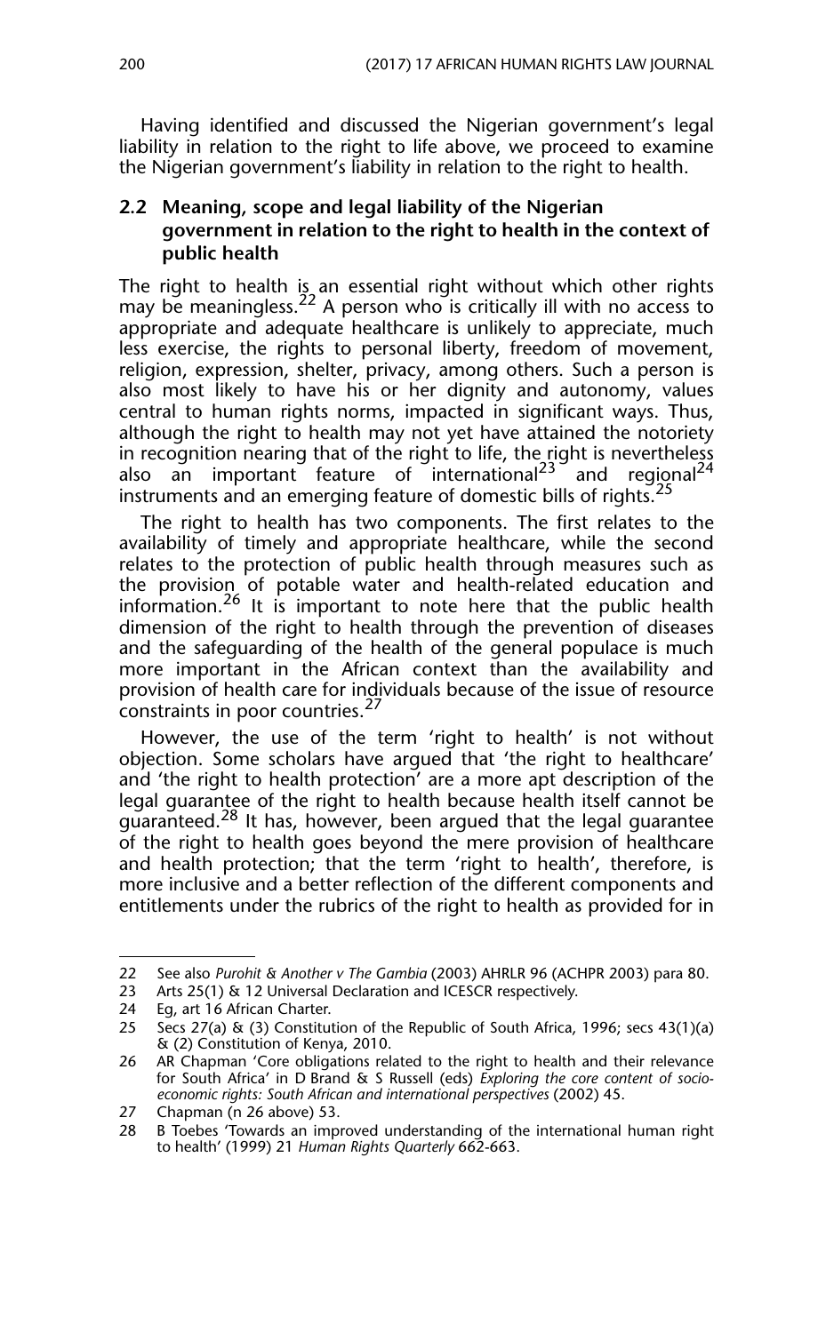Having identified and discussed the Nigerian government's legal liability in relation to the right to life above, we proceed to examine the Nigerian government's liability in relation to the right to health.

### 2.2 Meaning, scope and legal liability of the Nigerian government in relation to the right to health in the context of public health

The right to health is an essential right without which other rights may be meaningless.[22] A person who is critically ill with no access to appropriate and adequate healthcare is unlikely to appreciate, much less exercise, the rights to personal liberty, freedom of movement, religion, expression, shelter, privacy, among others. Such a person is also most likely to have his or her dignity and autonomy, values central to human rights norms, impacted in significant ways. Thus, although the right to health may not yet have attained the notoriety in recognition nearing that of the right to life, the right is nevertheless also an important feature of international[23] and regional[24] instruments and an emerging feature of domestic bills of rights.[25]

The right to health has two components. The first relates to the availability of timely and appropriate healthcare, while the second relates to the protection of public health through measures such as the provision of potable water and health-related education and information.[26] It is important to note here that the public health dimension of the right to health through the prevention of diseases and the safeguarding of the health of the general populace is much more important in the African context than the availability and provision of health care for individuals because of the issue of resource constraints in poor countries.[27]

However, the use of the term 'right to health' is not without objection. Some scholars have argued that 'the right to healthcare' and 'the right to health protection' are a more apt description of the legal guarantee of the right to health because health itself cannot be guaranteed.[28] It has, however, been argued that the legal guarantee of the right to health goes beyond the mere provision of healthcare and health protection; that the term 'right to health', therefore, is more inclusive and a better reflection of the different components and entitlements under the rubrics of the right to health as provided for in

---

22 See also *Purohit & Another v The Gambia* (2003) AHRLR 96 (ACHPR 2003) para 80.

23 Arts 25(1) & 12 Universal Declaration and ICESCR respectively.

24 Eg, art 16 African Charter.

25 Secs 27(a) & (3) Constitution of the Republic of South Africa, 1996; secs 43(1)(a) & (2) Constitution of Kenya, 2010.

26 AR Chapman 'Core obligations related to the right to health and their relevance for South Africa' in D Brand & S Russell (eds) *Exploring the core content of socio-economic rights: South African and international perspectives* (2002) 45.

27 Chapman (n 26 above) 53.

28 B Toebes 'Towards an improved understanding of the international human right to health' (1999) 21 *Human Rights Quarterly* 662-663.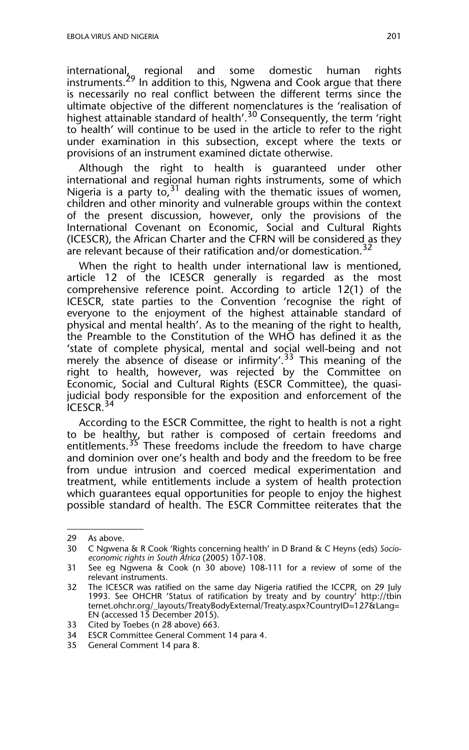international, regional and some domestic human rights instruments.[29] In addition to this, Ngwena and Cook argue that there is necessarily no real conflict between the different terms since the ultimate objective of the different nomenclatures is the 'realisation of highest attainable standard of health'.[30] Consequently, the term 'right to health' will continue to be used in the article to refer to the right under examination in this subsection, except where the texts or provisions of an instrument examined dictate otherwise.

Although the right to health is guaranteed under other international and regional human rights instruments, some of which Nigeria is a party to,[31] dealing with the thematic issues of women, children and other minority and vulnerable groups within the context of the present discussion, however, only the provisions of the International Covenant on Economic, Social and Cultural Rights (ICESCR), the African Charter and the CFRN will be considered as they are relevant because of their ratification and/or domestication.[32]

When the right to health under international law is mentioned, article 12 of the ICESCR generally is regarded as the most comprehensive reference point. According to article 12(1) of the ICESCR, state parties to the Convention 'recognise the right of everyone to the enjoyment of the highest attainable standard of physical and mental health'. As to the meaning of the right to health, the Preamble to the Constitution of the WHO has defined it as the 'state of complete physical, mental and social well-being and not merely the absence of disease or infirmity'.[33] This meaning of the right to health, however, was rejected by the Committee on Economic, Social and Cultural Rights (ESCR Committee), the quasi-judicial body responsible for the exposition and enforcement of the ICESCR.[34]

According to the ESCR Committee, the right to health is not a right to be healthy, but rather is composed of certain freedoms and entitlements.[35] These freedoms include the freedom to have charge and dominion over one's health and body and the freedom to be free from undue intrusion and coerced medical experimentation and treatment, while entitlements include a system of health protection which guarantees equal opportunities for people to enjoy the highest possible standard of health. The ESCR Committee reiterates that the

---

29 As above.

30 C Ngwena & R Cook 'Rights concerning health' in D Brand & C Heyns (eds) *Socio-economic rights in South Africa* (2005) 107-108.

31 See eg Ngwena & Cook (n 30 above) 108-111 for a review of some of the relevant instruments.

32 The ICESCR was ratified on the same day Nigeria ratified the ICCPR, on 29 July 1993. See OHCHR 'Status of ratification by treaty and by country' http://tbinternet.ohchr.org/_layouts/TreatyBodyExternal/Treaty.aspx?CountryID=127&Lang=EN (accessed 15 December 2015).

33 Cited by Toebes (n 28 above) 663.

34 ESCR Committee General Comment 14 para 4.

35 General Comment 14 para 8.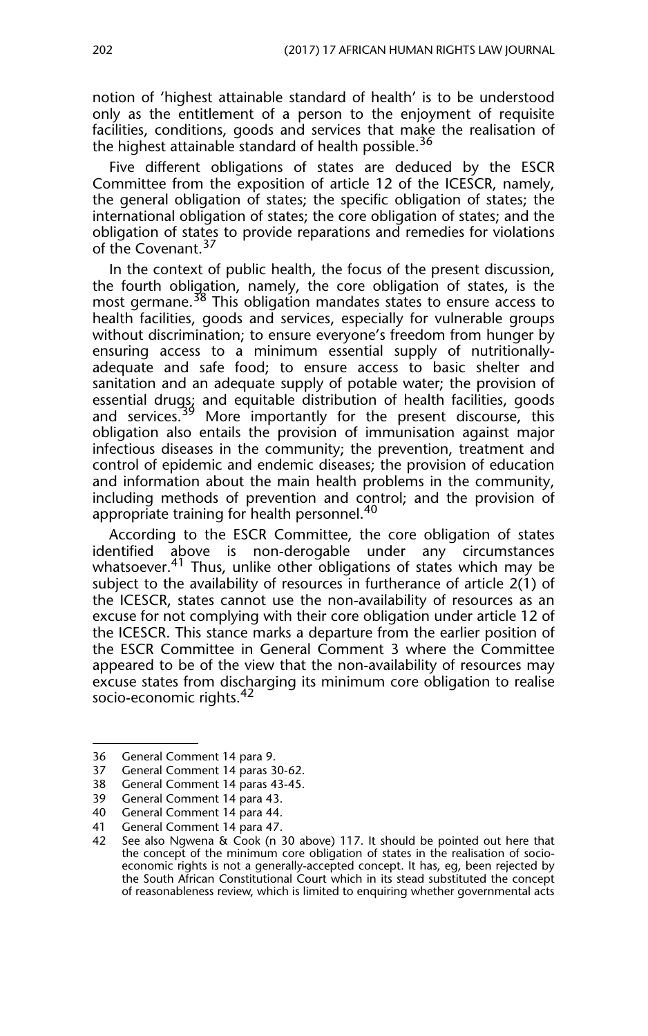notion of 'highest attainable standard of health' is to be understood only as the entitlement of a person to the enjoyment of requisite facilities, conditions, goods and services that make the realisation of the highest attainable standard of health possible.[36]

Five different obligations of states are deduced by the ESCR Committee from the exposition of article 12 of the ICESCR, namely, the general obligation of states; the specific obligation of states; the international obligation of states; the core obligation of states; and the obligation of states to provide reparations and remedies for violations of the Covenant.[37]

In the context of public health, the focus of the present discussion, the fourth obligation, namely, the core obligation of states, is the most germane.[38] This obligation mandates states to ensure access to health facilities, goods and services, especially for vulnerable groups without discrimination; to ensure everyone's freedom from hunger by ensuring access to a minimum essential supply of nutritionally-adequate and safe food; to ensure access to basic shelter and sanitation and an adequate supply of potable water; the provision of essential drugs; and equitable distribution of health facilities, goods and services.[39] More importantly for the present discourse, this obligation also entails the provision of immunisation against major infectious diseases in the community; the prevention, treatment and control of epidemic and endemic diseases; the provision of education and information about the main health problems in the community, including methods of prevention and control; and the provision of appropriate training for health personnel.[40]

According to the ESCR Committee, the core obligation of states identified above is non-derogable under any circumstances whatsoever.[41] Thus, unlike other obligations of states which may be subject to the availability of resources in furtherance of article 2(1) of the ICESCR, states cannot use the non-availability of resources as an excuse for not complying with their core obligation under article 12 of the ICESCR. This stance marks a departure from the earlier position of the ESCR Committee in General Comment 3 where the Committee appeared to be of the view that the non-availability of resources may excuse states from discharging its minimum core obligation to realise socio-economic rights.[42]

---

36 General Comment 14 para 9.

37 General Comment 14 paras 30-62.

38 General Comment 14 paras 43-45.

39 General Comment 14 para 43.

40 General Comment 14 para 44.

41 General Comment 14 para 47.

42 See also Ngwena & Cook (n 30 above) 117. It should be pointed out here that the concept of the minimum core obligation of states in the realisation of socio-economic rights is not a generally-accepted concept. It has, eg, been rejected by the South African Constitutional Court which in its stead substituted the concept of reasonableness review, which is limited to enquiring whether governmental acts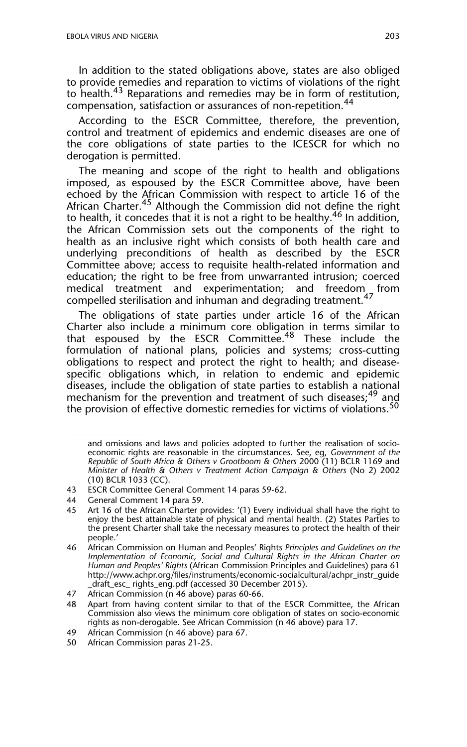In addition to the stated obligations above, states are also obliged to provide remedies and reparation to victims of violations of the right to health.[43] Reparations and remedies may be in form of restitution, compensation, satisfaction or assurances of non-repetition.[44]

According to the ESCR Committee, therefore, the prevention, control and treatment of epidemics and endemic diseases are one of the core obligations of state parties to the ICESCR for which no derogation is permitted.

The meaning and scope of the right to health and obligations imposed, as espoused by the ESCR Committee above, have been echoed by the African Commission with respect to article 16 of the African Charter.[45] Although the Commission did not define the right to health, it concedes that it is not a right to be healthy.[46] In addition, the African Commission sets out the components of the right to health as an inclusive right which consists of both health care and underlying preconditions of health as described by the ESCR Committee above; access to requisite health-related information and education; the right to be free from unwarranted intrusion; coerced medical treatment and experimentation; and freedom from compelled sterilisation and inhuman and degrading treatment.[47]

The obligations of state parties under article 16 of the African Charter also include a minimum core obligation in terms similar to that espoused by the ESCR Committee.[48] These include the formulation of national plans, policies and systems; cross-cutting obligations to respect and protect the right to health; and disease-specific obligations which, in relation to endemic and epidemic diseases, include the obligation of state parties to establish a national mechanism for the prevention and treatment of such diseases;[49] and the provision of effective domestic remedies for victims of violations.[50]

---

and omissions and laws and policies adopted to further the realisation of socio-economic rights are reasonable in the circumstances. See, eg, *Government of the Republic of South Africa & Others v Grootboom & Others* 2000 (11) BCLR 1169 and *Minister of Health & Others v Treatment Action Campaign & Others* (No 2) 2002 (10) BCLR 1033 (CC).

43 ESCR Committee General Comment 14 paras 59-62.

44 General Comment 14 para 59.

45 Art 16 of the African Charter provides: '(1) Every individual shall have the right to enjoy the best attainable state of physical and mental health. (2) States Parties to the present Charter shall take the necessary measures to protect the health of their people.'

46 African Commission on Human and Peoples' Rights *Principles and Guidelines on the Implementation of Economic, Social and Cultural Rights in the African Charter on Human and Peoples' Rights* (African Commission Principles and Guidelines) para 61 http://www.achpr.org/files/instruments/economic-socialcultural/achpr_instr_guide_draft_esc_ rights_eng.pdf (accessed 30 December 2015).

47 African Commission (n 46 above) paras 60-66.

48 Apart from having content similar to that of the ESCR Committee, the African Commission also views the minimum core obligation of states on socio-economic rights as non-derogable. See African Commission (n 46 above) para 17.

49 African Commission (n 46 above) para 67.

50 African Commission paras 21-25.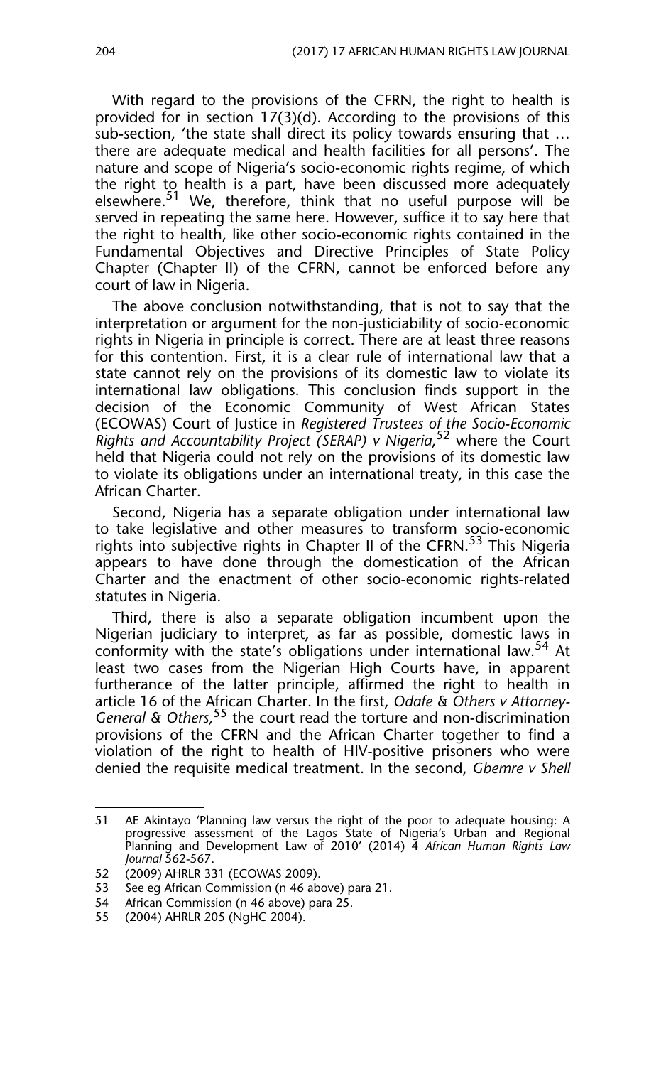With regard to the provisions of the CFRN, the right to health is provided for in section 17(3)(d). According to the provisions of this sub-section, 'the state shall direct its policy towards ensuring that … there are adequate medical and health facilities for all persons'. The nature and scope of Nigeria's socio-economic rights regime, of which the right to health is a part, have been discussed more adequately elsewhere.[51] We, therefore, think that no useful purpose will be served in repeating the same here. However, suffice it to say here that the right to health, like other socio-economic rights contained in the Fundamental Objectives and Directive Principles of State Policy Chapter (Chapter II) of the CFRN, cannot be enforced before any court of law in Nigeria.

The above conclusion notwithstanding, that is not to say that the interpretation or argument for the non-justiciability of socio-economic rights in Nigeria in principle is correct. There are at least three reasons for this contention. First, it is a clear rule of international law that a state cannot rely on the provisions of its domestic law to violate its international law obligations. This conclusion finds support in the decision of the Economic Community of West African States (ECOWAS) Court of Justice in *Registered Trustees of the Socio-Economic Rights and Accountability Project (SERAP) v Nigeria*,[52] where the Court held that Nigeria could not rely on the provisions of its domestic law to violate its obligations under an international treaty, in this case the African Charter.

Second, Nigeria has a separate obligation under international law to take legislative and other measures to transform socio-economic rights into subjective rights in Chapter II of the CFRN.[53] This Nigeria appears to have done through the domestication of the African Charter and the enactment of other socio-economic rights-related statutes in Nigeria.

Third, there is also a separate obligation incumbent upon the Nigerian judiciary to interpret, as far as possible, domestic laws in conformity with the state's obligations under international law.[54] At least two cases from the Nigerian High Courts have, in apparent furtherance of the latter principle, affirmed the right to health in article 16 of the African Charter. In the first, *Odafe & Others v Attorney-General & Others,*[55] the court read the torture and non-discrimination provisions of the CFRN and the African Charter together to find a violation of the right to health of HIV-positive prisoners who were denied the requisite medical treatment. In the second, *Gbemre v Shell*

---

51 AE Akintayo 'Planning law versus the right of the poor to adequate housing: A progressive assessment of the Lagos State of Nigeria's Urban and Regional Planning and Development Law of 2010' (2014) 4 *African Human Rights Law Journal* 562-567.

52 (2009) AHRLR 331 (ECOWAS 2009).

53 See eg African Commission (n 46 above) para 21.

54 African Commission (n 46 above) para 25.

55 (2004) AHRLR 205 (NgHC 2004).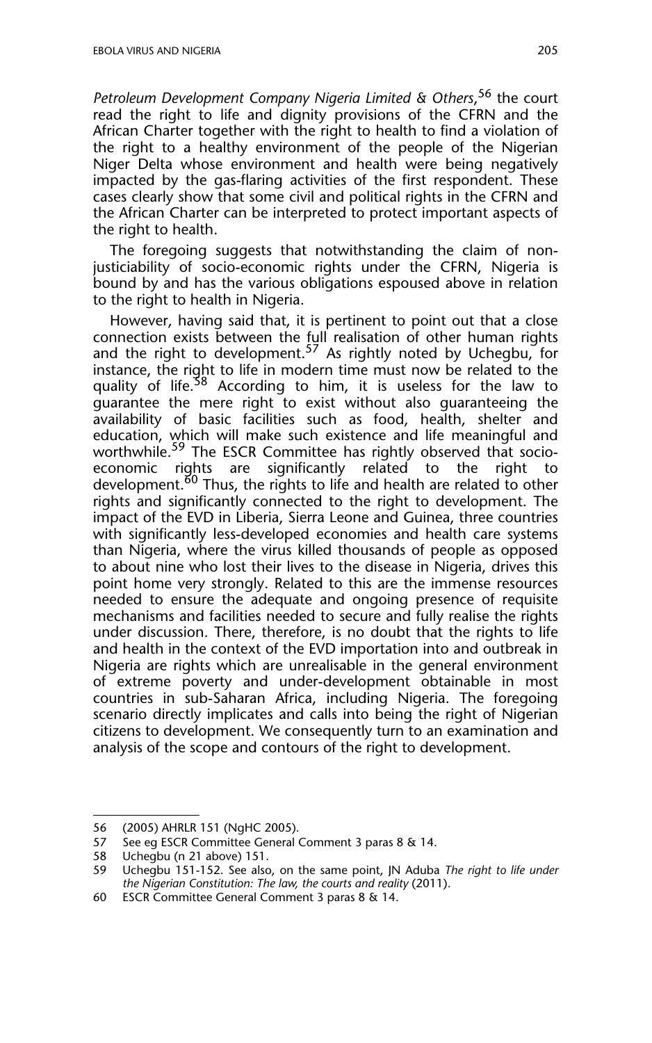*Petroleum Development Company Nigeria Limited & Others*,[56] the court read the right to life and dignity provisions of the CFRN and the African Charter together with the right to health to find a violation of the right to a healthy environment of the people of the Nigerian Niger Delta whose environment and health were being negatively impacted by the gas-flaring activities of the first respondent. These cases clearly show that some civil and political rights in the CFRN and the African Charter can be interpreted to protect important aspects of the right to health.

The foregoing suggests that notwithstanding the claim of non-justiciability of socio-economic rights under the CFRN, Nigeria is bound by and has the various obligations espoused above in relation to the right to health in Nigeria.

However, having said that, it is pertinent to point out that a close connection exists between the full realisation of other human rights and the right to development.[57] As rightly noted by Uchegbu, for instance, the right to life in modern time must now be related to the quality of life.[58] According to him, it is useless for the law to guarantee the mere right to exist without also guaranteeing the availability of basic facilities such as food, health, shelter and education, which will make such existence and life meaningful and worthwhile.[59] The ESCR Committee has rightly observed that socio-economic rights are significantly related to the right to development.[60] Thus, the rights to life and health are related to other rights and significantly connected to the right to development. The impact of the EVD in Liberia, Sierra Leone and Guinea, three countries with significantly less-developed economies and health care systems than Nigeria, where the virus killed thousands of people as opposed to about nine who lost their lives to the disease in Nigeria, drives this point home very strongly. Related to this are the immense resources needed to ensure the adequate and ongoing presence of requisite mechanisms and facilities needed to secure and fully realise the rights under discussion. There, therefore, is no doubt that the rights to life and health in the context of the EVD importation into and outbreak in Nigeria are rights which are unrealisable in the general environment of extreme poverty and under-development obtainable in most countries in sub-Saharan Africa, including Nigeria. The foregoing scenario directly implicates and calls into being the right of Nigerian citizens to development. We consequently turn to an examination and analysis of the scope and contours of the right to development.

---

56 (2005) AHRLR 151 (NgHC 2005).

57 See eg ESCR Committee General Comment 3 paras 8 & 14.

58 Uchegbu (n 21 above) 151.

59 Uchegbu 151-152. See also, on the same point, JN Aduba *The right to life under the Nigerian Constitution: The law, the courts and reality* (2011).

60 ESCR Committee General Comment 3 paras 8 & 14.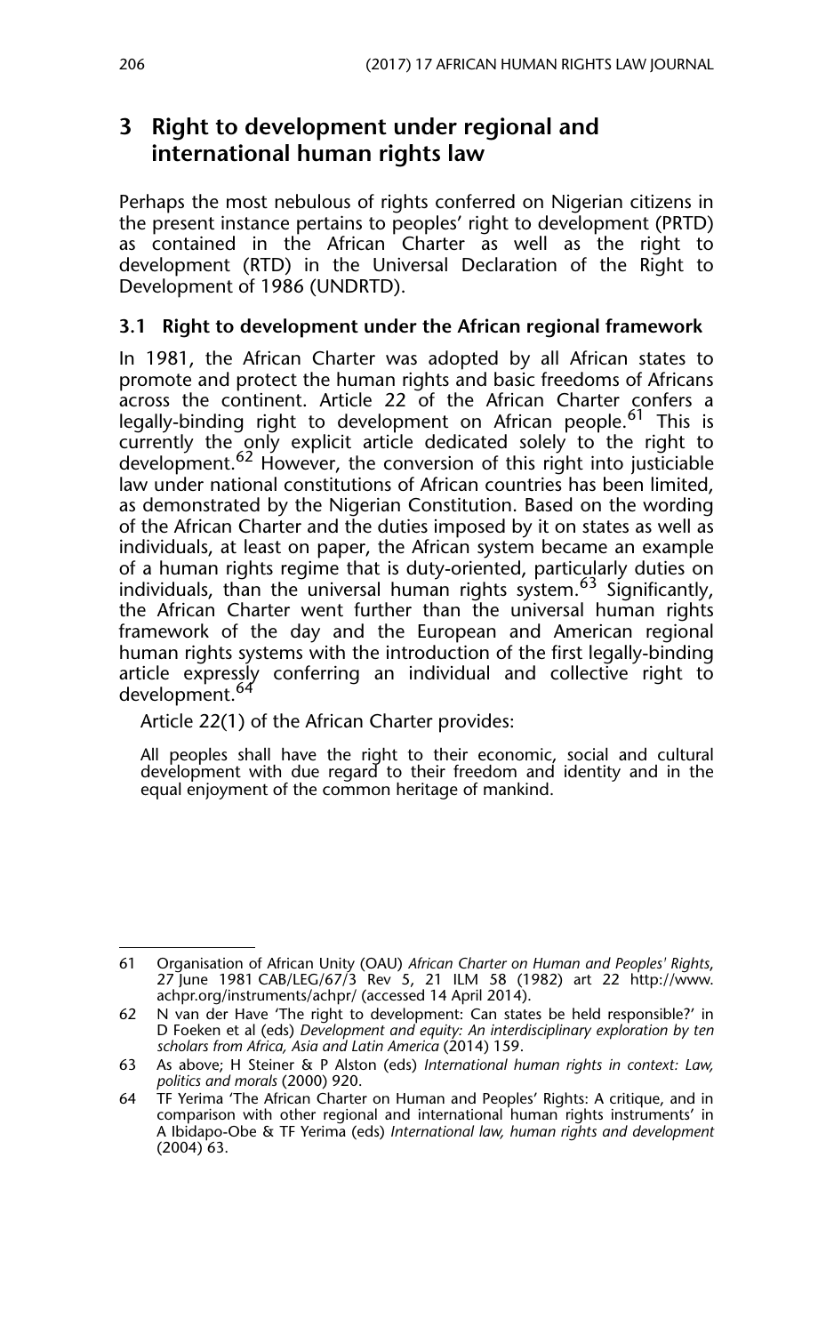## 3 Right to development under regional and international human rights law

Perhaps the most nebulous of rights conferred on Nigerian citizens in the present instance pertains to peoples' right to development (PRTD) as contained in the African Charter as well as the right to development (RTD) in the Universal Declaration of the Right to Development of 1986 (UNDRTD).

### 3.1 Right to development under the African regional framework

In 1981, the African Charter was adopted by all African states to promote and protect the human rights and basic freedoms of Africans across the continent. Article 22 of the African Charter confers a legally-binding right to development on African people.[61] This is currently the only explicit article dedicated solely to the right to development.[62] However, the conversion of this right into justiciable law under national constitutions of African countries has been limited, as demonstrated by the Nigerian Constitution. Based on the wording of the African Charter and the duties imposed by it on states as well as individuals, at least on paper, the African system became an example of a human rights regime that is duty-oriented, particularly duties on individuals, than the universal human rights system.[63] Significantly, the African Charter went further than the universal human rights framework of the day and the European and American regional human rights systems with the introduction of the first legally-binding article expressly conferring an individual and collective right to development.[64]

Article 22(1) of the African Charter provides:

> All peoples shall have the right to their economic, social and cultural development with due regard to their freedom and identity and in the equal enjoyment of the common heritage of mankind.

---

61 Organisation of African Unity (OAU) *African Charter on Human and Peoples' Rights*, 27 June 1981 CAB/LEG/67/3 Rev 5, 21 ILM 58 (1982) art 22 http://www.achpr.org/instruments/achpr/ (accessed 14 April 2014).

62 N van der Have 'The right to development: Can states be held responsible?' in D Foeken et al (eds) *Development and equity: An interdisciplinary exploration by ten scholars from Africa, Asia and Latin America* (2014) 159.

63 As above; H Steiner & P Alston (eds) *International human rights in context: Law, politics and morals* (2000) 920.

64 TF Yerima 'The African Charter on Human and Peoples' Rights: A critique, and in comparison with other regional and international human rights instruments' in A Ibidapo-Obe & TF Yerima (eds) *International law, human rights and development* (2004) 63.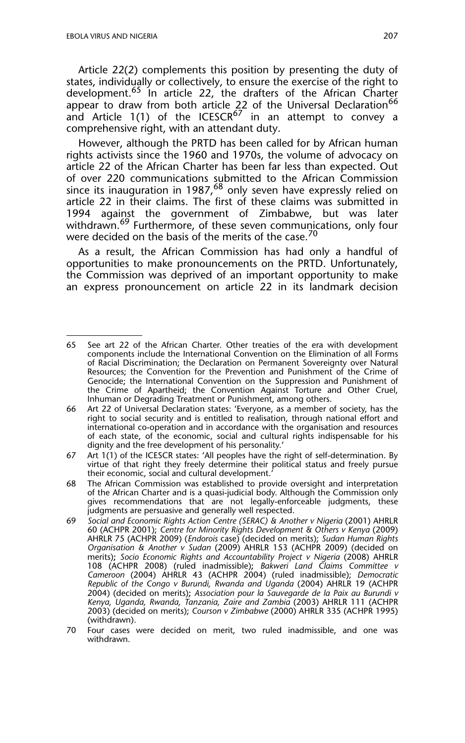Article 22(2) complements this position by presenting the duty of states, individually or collectively, to ensure the exercise of the right to development.[65] In article 22, the drafters of the African Charter appear to draw from both article 22 of the Universal Declaration[66] and Article 1(1) of the ICESCR[67] in an attempt to convey a comprehensive right, with an attendant duty.

However, although the PRTD has been called for by African human rights activists since the 1960 and 1970s, the volume of advocacy on article 22 of the African Charter has been far less than expected. Out of over 220 communications submitted to the African Commission since its inauguration in 1987,[68] only seven have expressly relied on article 22 in their claims. The first of these claims was submitted in 1994 against the government of Zimbabwe, but was later withdrawn.[69] Furthermore, of these seven communications, only four were decided on the basis of the merits of the case.[70]

As a result, the African Commission has had only a handful of opportunities to make pronouncements on the PRTD. Unfortunately, the Commission was deprived of an important opportunity to make an express pronouncement on article 22 in its landmark decision

---

65 See art 22 of the African Charter. Other treaties of the era with development components include the International Convention on the Elimination of all Forms of Racial Discrimination; the Declaration on Permanent Sovereignty over Natural Resources; the Convention for the Prevention and Punishment of the Crime of Genocide; the International Convention on the Suppression and Punishment of the Crime of Apartheid; the Convention Against Torture and Other Cruel, Inhuman or Degrading Treatment or Punishment, among others.

66 Art 22 of Universal Declaration states: 'Everyone, as a member of society, has the right to social security and is entitled to realisation, through national effort and international co-operation and in accordance with the organisation and resources of each state, of the economic, social and cultural rights indispensable for his dignity and the free development of his personality.'

67 Art 1(1) of the ICESCR states: 'All peoples have the right of self-determination. By virtue of that right they freely determine their political status and freely pursue their economic, social and cultural development.'

68 The African Commission was established to provide oversight and interpretation of the African Charter and is a quasi-judicial body. Although the Commission only gives recommendations that are not legally-enforceable judgments, these judgments are persuasive and generally well respected.

69 *Social and Economic Rights Action Centre (SERAC) & Another v Nigeria* (2001) AHRLR 60 (ACHPR 2001); *Centre for Minority Rights Development & Others v Kenya* (2009) AHRLR 75 (ACHPR 2009) (*Endorois* case) (decided on merits); *Sudan Human Rights Organisation & Another v Sudan* (2009) AHRLR 153 (ACHPR 2009) (decided on merits); *Socio Economic Rights and Accountability Project v Nigeria* (2008) AHRLR 108 (ACHPR 2008) (ruled inadmissible); *Bakweri Land Claims Committee v Cameroon* (2004) AHRLR 43 (ACHPR 2004) (ruled inadmissible); *Democratic Republic of the Congo v Burundi, Rwanda and Uganda* (2004) AHRLR 19 (ACHPR 2004) (decided on merits); *Association pour la Sauvegarde de la Paix au Burundi v Kenya, Uganda, Rwanda, Tanzania, Zaire and Zambia* (2003) AHRLR 111 (ACHPR 2003) (decided on merits); *Courson v Zimbabwe* (2000) AHRLR 335 (ACHPR 1995) (withdrawn).

70 Four cases were decided on merit, two ruled inadmissible, and one was withdrawn.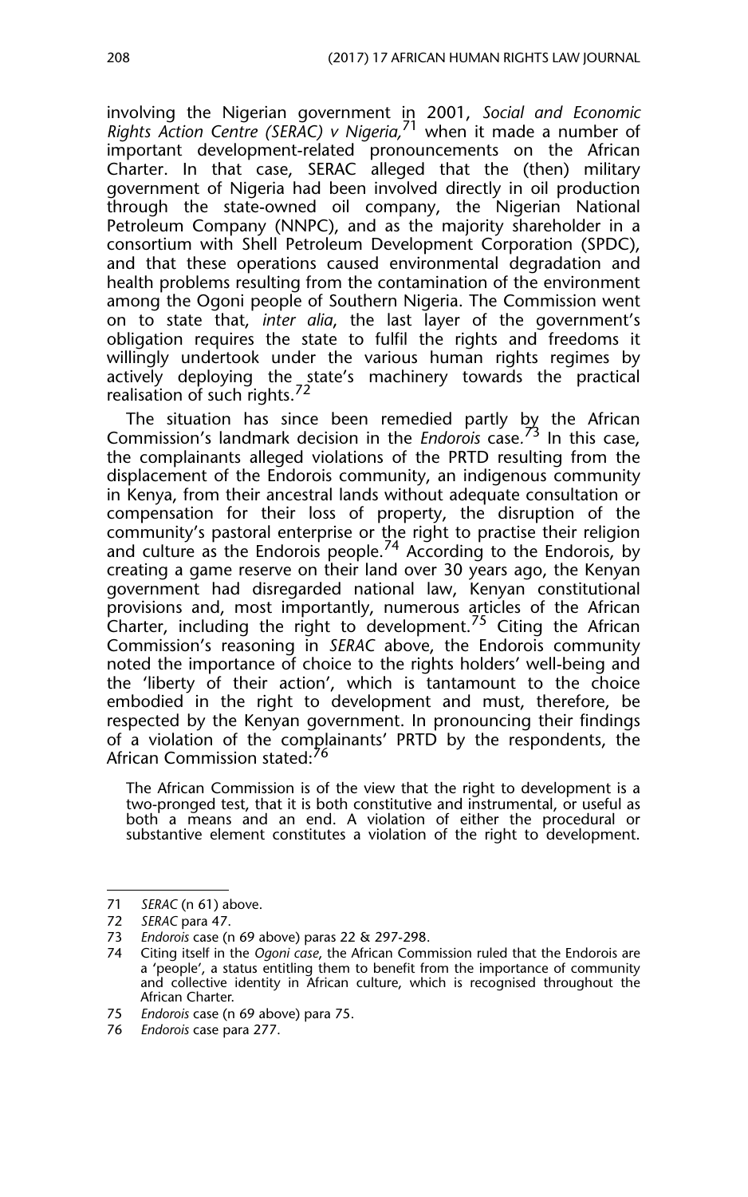involving the Nigerian government in 2001, *Social and Economic Rights Action Centre (SERAC) v Nigeria,*[71] when it made a number of important development-related pronouncements on the African Charter. In that case, SERAC alleged that the (then) military government of Nigeria had been involved directly in oil production through the state-owned oil company, the Nigerian National Petroleum Company (NNPC), and as the majority shareholder in a consortium with Shell Petroleum Development Corporation (SPDC), and that these operations caused environmental degradation and health problems resulting from the contamination of the environment among the Ogoni people of Southern Nigeria. The Commission went on to state that, *inter alia*, the last layer of the government's obligation requires the state to fulfil the rights and freedoms it willingly undertook under the various human rights regimes by actively deploying the state's machinery towards the practical realisation of such rights.[72]

The situation has since been remedied partly by the African Commission's landmark decision in the *Endorois* case.[73] In this case, the complainants alleged violations of the PRTD resulting from the displacement of the Endorois community, an indigenous community in Kenya, from their ancestral lands without adequate consultation or compensation for their loss of property, the disruption of the community's pastoral enterprise or the right to practise their religion and culture as the Endorois people.[74] According to the Endorois, by creating a game reserve on their land over 30 years ago, the Kenyan government had disregarded national law, Kenyan constitutional provisions and, most importantly, numerous articles of the African Charter, including the right to development.[75] Citing the African Commission's reasoning in *SERAC* above, the Endorois community noted the importance of choice to the rights holders' well-being and the 'liberty of their action', which is tantamount to the choice embodied in the right to development and must, therefore, be respected by the Kenyan government. In pronouncing their findings of a violation of the complainants' PRTD by the respondents, the African Commission stated:[76]

> The African Commission is of the view that the right to development is a two-pronged test, that it is both constitutive and instrumental, or useful as both a means and an end. A violation of either the procedural or substantive element constitutes a violation of the right to development.

---

71 *SERAC* (n 61) above.

72 *SERAC* para 47.

73 *Endorois* case (n 69 above) paras 22 & 297-298.

74 Citing itself in the *Ogoni case*, the African Commission ruled that the Endorois are a 'people', a status entitling them to benefit from the importance of community and collective identity in African culture, which is recognised throughout the African Charter.

75 *Endorois* case (n 69 above) para 75.

76 *Endorois* case para 277.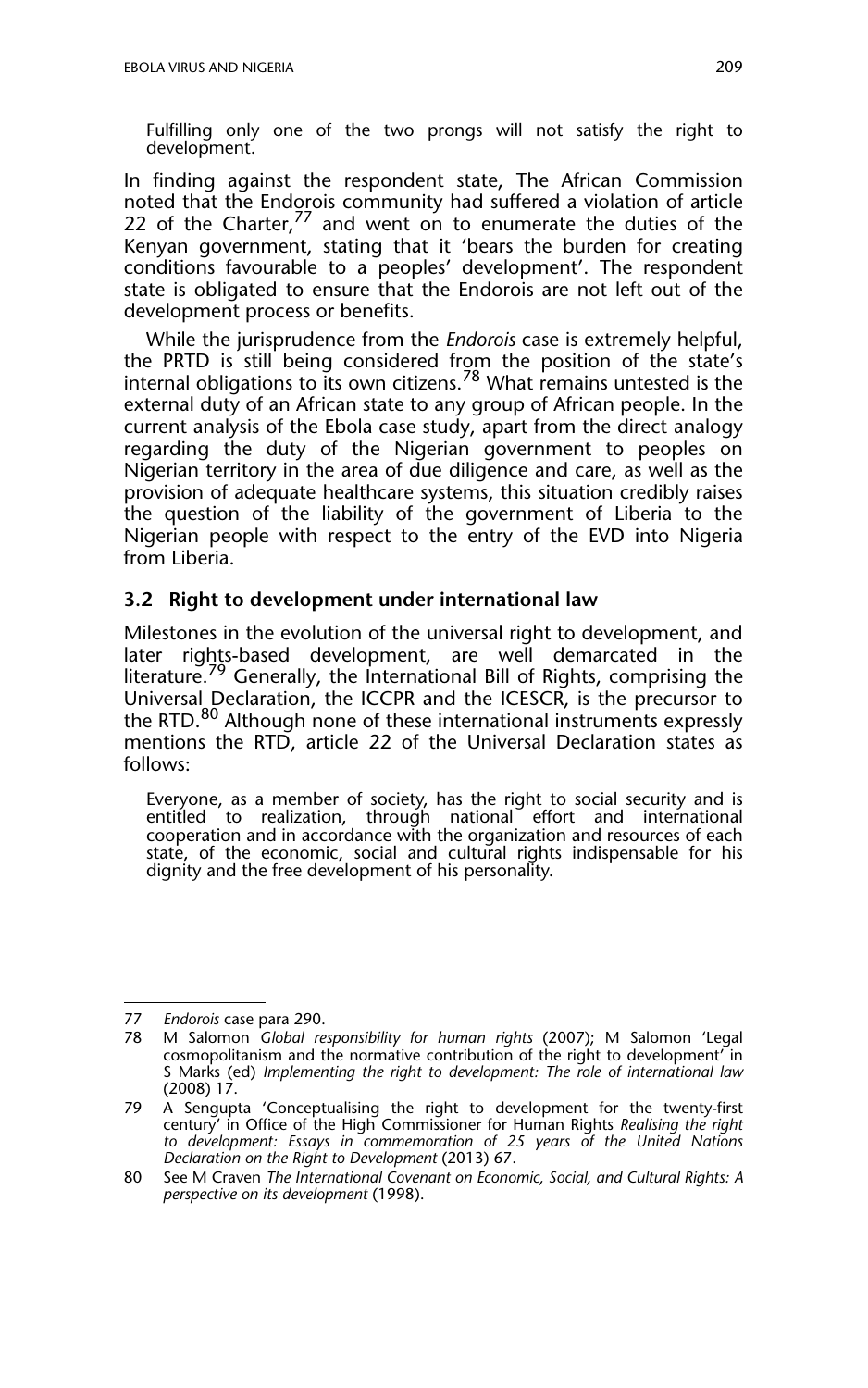> Fulfilling only one of the two prongs will not satisfy the right to development.

In finding against the respondent state, The African Commission noted that the Endorois community had suffered a violation of article 22 of the Charter,[77] and went on to enumerate the duties of the Kenyan government, stating that it 'bears the burden for creating conditions favourable to a peoples' development'. The respondent state is obligated to ensure that the Endorois are not left out of the development process or benefits.

While the jurisprudence from the *Endorois* case is extremely helpful, the PRTD is still being considered from the position of the state's internal obligations to its own citizens.[78] What remains untested is the external duty of an African state to any group of African people. In the current analysis of the Ebola case study, apart from the direct analogy regarding the duty of the Nigerian government to peoples on Nigerian territory in the area of due diligence and care, as well as the provision of adequate healthcare systems, this situation credibly raises the question of the liability of the government of Liberia to the Nigerian people with respect to the entry of the EVD into Nigeria from Liberia.

### 3.2 Right to development under international law

Milestones in the evolution of the universal right to development, and later rights-based development, are well demarcated in the literature.[79] Generally, the International Bill of Rights, comprising the Universal Declaration, the ICCPR and the ICESCR, is the precursor to the RTD.[80] Although none of these international instruments expressly mentions the RTD, article 22 of the Universal Declaration states as follows:

> Everyone, as a member of society, has the right to social security and is entitled to realization, through national effort and international cooperation and in accordance with the organization and resources of each state, of the economic, social and cultural rights indispensable for his dignity and the free development of his personality.

---

77 *Endorois* case para 290.

78 M Salomon *Global responsibility for human rights* (2007); M Salomon 'Legal cosmopolitanism and the normative contribution of the right to development' in S Marks (ed) *Implementing the right to development: The role of international law* (2008) 17.

79 A Sengupta 'Conceptualising the right to development for the twenty-first century' in Office of the High Commissioner for Human Rights *Realising the right to development: Essays in commemoration of 25 years of the United Nations Declaration on the Right to Development* (2013) 67.

80 See M Craven *The International Covenant on Economic, Social, and Cultural Rights: A perspective on its development* (1998).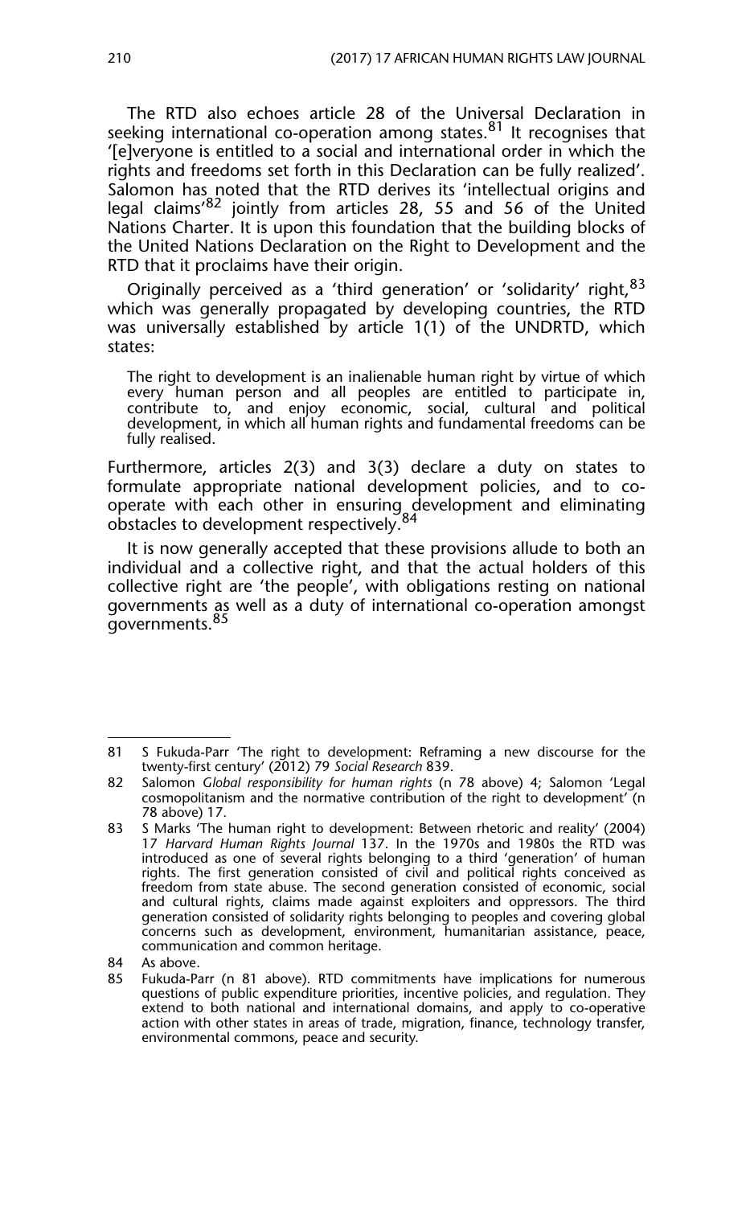The RTD also echoes article 28 of the Universal Declaration in seeking international co-operation among states.[81] It recognises that '[e]veryone is entitled to a social and international order in which the rights and freedoms set forth in this Declaration can be fully realized'. Salomon has noted that the RTD derives its 'intellectual origins and legal claims'[82] jointly from articles 28, 55 and 56 of the United Nations Charter. It is upon this foundation that the building blocks of the United Nations Declaration on the Right to Development and the RTD that it proclaims have their origin.

Originally perceived as a 'third generation' or 'solidarity' right,[83] which was generally propagated by developing countries, the RTD was universally established by article 1(1) of the UNDRTD, which states:

> The right to development is an inalienable human right by virtue of which every human person and all peoples are entitled to participate in, contribute to, and enjoy economic, social, cultural and political development, in which all human rights and fundamental freedoms can be fully realised.

Furthermore, articles 2(3) and 3(3) declare a duty on states to formulate appropriate national development policies, and to co-operate with each other in ensuring development and eliminating obstacles to development respectively.[84]

It is now generally accepted that these provisions allude to both an individual and a collective right, and that the actual holders of this collective right are 'the people', with obligations resting on national governments as well as a duty of international co-operation amongst governments.[85]

---

81 S Fukuda-Parr 'The right to development: Reframing a new discourse for the twenty-first century' (2012) 79 *Social Research* 839.

82 Salomon *Global responsibility for human rights* (n 78 above) 4; Salomon 'Legal cosmopolitanism and the normative contribution of the right to development' (n 78 above) 17.

83 S Marks 'The human right to development: Between rhetoric and reality' (2004) 17 *Harvard Human Rights Journal* 137. In the 1970s and 1980s the RTD was introduced as one of several rights belonging to a third 'generation' of human rights. The first generation consisted of civil and political rights conceived as freedom from state abuse. The second generation consisted of economic, social and cultural rights, claims made against exploiters and oppressors. The third generation consisted of solidarity rights belonging to peoples and covering global concerns such as development, environment, humanitarian assistance, peace, communication and common heritage.

84 As above.

85 Fukuda-Parr (n 81 above). RTD commitments have implications for numerous questions of public expenditure priorities, incentive policies, and regulation. They extend to both national and international domains, and apply to co-operative action with other states in areas of trade, migration, finance, technology transfer, environmental commons, peace and security.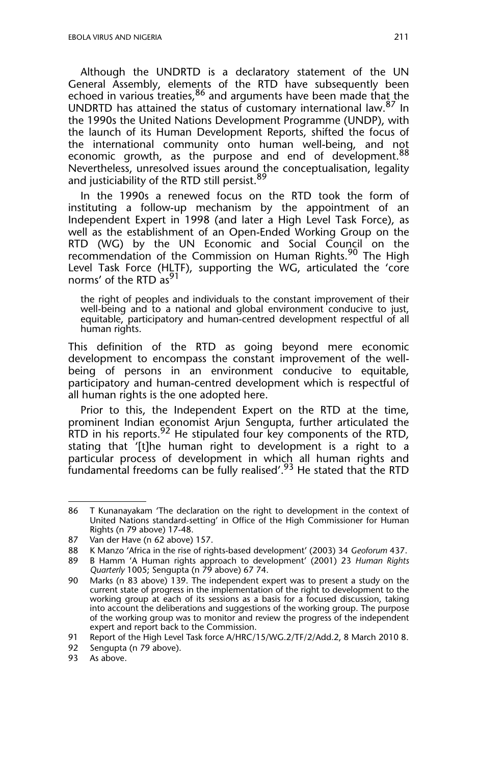Although the UNDRTD is a declaratory statement of the UN General Assembly, elements of the RTD have subsequently been echoed in various treaties,[86] and arguments have been made that the UNDRTD has attained the status of customary international law.[87] In the 1990s the United Nations Development Programme (UNDP), with the launch of its Human Development Reports, shifted the focus of the international community onto human well-being, and not economic growth, as the purpose and end of development.[88] Nevertheless, unresolved issues around the conceptualisation, legality and justiciability of the RTD still persist.[89]

In the 1990s a renewed focus on the RTD took the form of instituting a follow-up mechanism by the appointment of an Independent Expert in 1998 (and later a High Level Task Force), as well as the establishment of an Open-Ended Working Group on the RTD (WG) by the UN Economic and Social Council on the recommendation of the Commission on Human Rights.[90] The High Level Task Force (HLTF), supporting the WG, articulated the 'core norms' of the RTD as[91]

> the right of peoples and individuals to the constant improvement of their well-being and to a national and global environment conducive to just, equitable, participatory and human-centred development respectful of all human rights.

This definition of the RTD as going beyond mere economic development to encompass the constant improvement of the well-being of persons in an environment conducive to equitable, participatory and human-centred development which is respectful of all human rights is the one adopted here.

Prior to this, the Independent Expert on the RTD at the time, prominent Indian economist Arjun Sengupta, further articulated the RTD in his reports.[92] He stipulated four key components of the RTD, stating that '[t]he human right to development is a right to a particular process of development in which all human rights and fundamental freedoms can be fully realised'.[93] He stated that the RTD

---

86 T Kunanayakam 'The declaration on the right to development in the context of United Nations standard-setting' in Office of the High Commissioner for Human Rights (n 79 above) 17-48.

87 Van der Have (n 62 above) 157.

88 K Manzo 'Africa in the rise of rights-based development' (2003) 34 *Geoforum* 437.

89 B Hamm 'A Human rights approach to development' (2001) 23 *Human Rights Quarterly* 1005; Sengupta (n 79 above) 67 74.

90 Marks (n 83 above) 139. The independent expert was to present a study on the current state of progress in the implementation of the right to development to the working group at each of its sessions as a basis for a focused discussion, taking into account the deliberations and suggestions of the working group. The purpose of the working group was to monitor and review the progress of the independent expert and report back to the Commission.

91 Report of the High Level Task force A/HRC/15/WG.2/TF/2/Add.2, 8 March 2010 8.

92 Sengupta (n 79 above).

93 As above.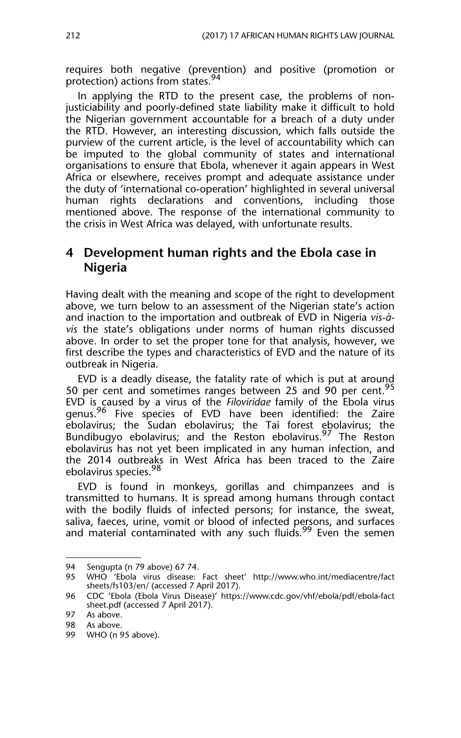requires both negative (prevention) and positive (promotion or protection) actions from states.[94]

In applying the RTD to the present case, the problems of non-justiciability and poorly-defined state liability make it difficult to hold the Nigerian government accountable for a breach of a duty under the RTD. However, an interesting discussion, which falls outside the purview of the current article, is the level of accountability which can be imputed to the global community of states and international organisations to ensure that Ebola, whenever it again appears in West Africa or elsewhere, receives prompt and adequate assistance under the duty of 'international co-operation' highlighted in several universal human rights declarations and conventions, including those mentioned above. The response of the international community to the crisis in West Africa was delayed, with unfortunate results.

## 4 Development human rights and the Ebola case in Nigeria

Having dealt with the meaning and scope of the right to development above, we turn below to an assessment of the Nigerian state's action and inaction to the importation and outbreak of EVD in Nigeria *vis-à-vis* the state's obligations under norms of human rights discussed above. In order to set the proper tone for that analysis, however, we first describe the types and characteristics of EVD and the nature of its outbreak in Nigeria.

EVD is a deadly disease, the fatality rate of which is put at around 50 per cent and sometimes ranges between 25 and 90 per cent.[95] EVD is caused by a virus of the *Filoviridae* family of the Ebola virus genus.[96] Five species of EVD have been identified: the Zaire ebolavirus; the Sudan ebolavirus; the Tai forest ebolavirus; the Bundibugyo ebolavirus; and the Reston ebolavirus.[97] The Reston ebolavirus has not yet been implicated in any human infection, and the 2014 outbreaks in West Africa has been traced to the Zaire ebolavirus species.[98]

EVD is found in monkeys, gorillas and chimpanzees and is transmitted to humans. It is spread among humans through contact with the bodily fluids of infected persons; for instance, the sweat, saliva, faeces, urine, vomit or blood of infected persons, and surfaces and material contaminated with any such fluids.[99] Even the semen

---

94 Sengupta (n 79 above) 67 74.

95 WHO 'Ebola virus disease: Fact sheet' http://www.who.int/mediacentre/factsheets/fs103/en/ (accessed 7 April 2017).

96 CDC 'Ebola (Ebola Virus Disease)' https://www.cdc.gov/vhf/ebola/pdf/ebola-factsheet.pdf (accessed 7 April 2017).

97 As above.

98 As above.

99 WHO (n 95 above).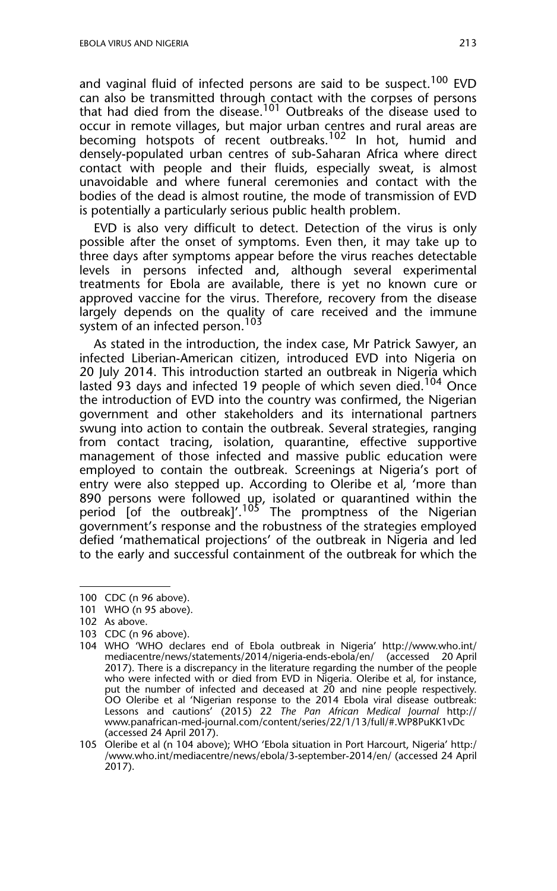and vaginal fluid of infected persons are said to be suspect.[100] EVD can also be transmitted through contact with the corpses of persons that had died from the disease.[101] Outbreaks of the disease used to occur in remote villages, but major urban centres and rural areas are becoming hotspots of recent outbreaks.[102] In hot, humid and densely-populated urban centres of sub-Saharan Africa where direct contact with people and their fluids, especially sweat, is almost unavoidable and where funeral ceremonies and contact with the bodies of the dead is almost routine, the mode of transmission of EVD is potentially a particularly serious public health problem.

EVD is also very difficult to detect. Detection of the virus is only possible after the onset of symptoms. Even then, it may take up to three days after symptoms appear before the virus reaches detectable levels in persons infected and, although several experimental treatments for Ebola are available, there is yet no known cure or approved vaccine for the virus. Therefore, recovery from the disease largely depends on the quality of care received and the immune system of an infected person.[103]

As stated in the introduction, the index case, Mr Patrick Sawyer, an infected Liberian-American citizen, introduced EVD into Nigeria on 20 July 2014. This introduction started an outbreak in Nigeria which lasted 93 days and infected 19 people of which seven died.[104] Once the introduction of EVD into the country was confirmed, the Nigerian government and other stakeholders and its international partners swung into action to contain the outbreak. Several strategies, ranging from contact tracing, isolation, quarantine, effective supportive management of those infected and massive public education were employed to contain the outbreak. Screenings at Nigeria's port of entry were also stepped up. According to Oleribe et al, 'more than 890 persons were followed up, isolated or quarantined within the period [of the outbreak]'.[105] The promptness of the Nigerian government's response and the robustness of the strategies employed defied 'mathematical projections' of the outbreak in Nigeria and led to the early and successful containment of the outbreak for which the

---

100 CDC (n 96 above).

101 WHO (n 95 above).

102 As above.

103 CDC (n 96 above).

104 WHO 'WHO declares end of Ebola outbreak in Nigeria' http://www.who.int/mediacentre/news/statements/2014/nigeria-ends-ebola/en/ (accessed 20 April 2017). There is a discrepancy in the literature regarding the number of the people who were infected with or died from EVD in Nigeria. Oleribe et al, for instance, put the number of infected and deceased at 20 and nine people respectively. OO Oleribe et al 'Nigerian response to the 2014 Ebola viral disease outbreak: Lessons and cautions' (2015) 22 *The Pan African Medical Journal* http://www.panafrican-med-journal.com/content/series/22/1/13/full/#.WP8PuKK1vDc (accessed 24 April 2017).

105 Oleribe et al (n 104 above); WHO 'Ebola situation in Port Harcourt, Nigeria' http://www.who.int/mediacentre/news/ebola/3-september-2014/en/ (accessed 24 April 2017).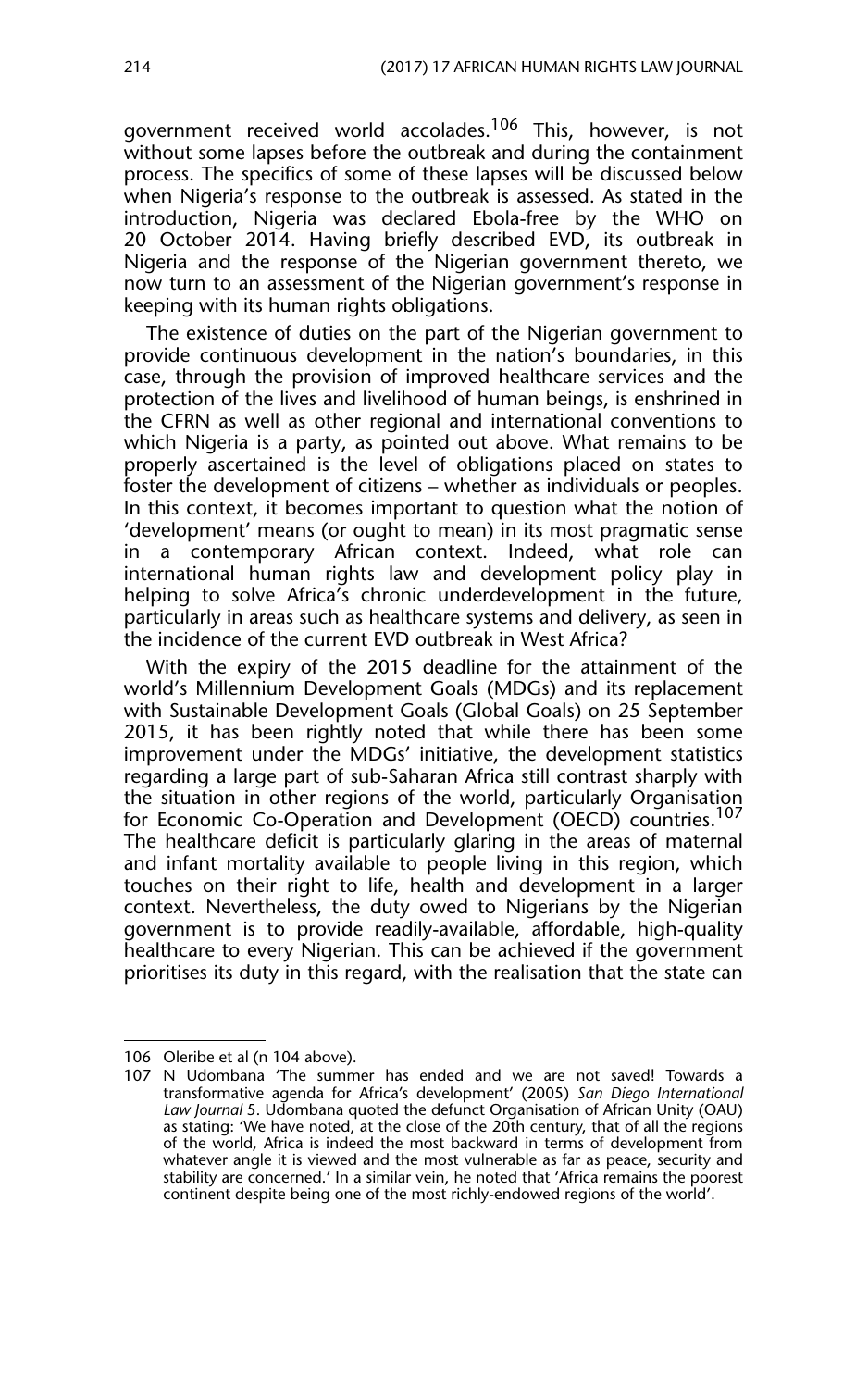government received world accolades.[106] This, however, is not without some lapses before the outbreak and during the containment process. The specifics of some of these lapses will be discussed below when Nigeria's response to the outbreak is assessed. As stated in the introduction, Nigeria was declared Ebola-free by the WHO on 20 October 2014. Having briefly described EVD, its outbreak in Nigeria and the response of the Nigerian government thereto, we now turn to an assessment of the Nigerian government's response in keeping with its human rights obligations.

The existence of duties on the part of the Nigerian government to provide continuous development in the nation's boundaries, in this case, through the provision of improved healthcare services and the protection of the lives and livelihood of human beings, is enshrined in the CFRN as well as other regional and international conventions to which Nigeria is a party, as pointed out above. What remains to be properly ascertained is the level of obligations placed on states to foster the development of citizens – whether as individuals or peoples. In this context, it becomes important to question what the notion of 'development' means (or ought to mean) in its most pragmatic sense in a contemporary African context. Indeed, what role can international human rights law and development policy play in helping to solve Africa's chronic underdevelopment in the future, particularly in areas such as healthcare systems and delivery, as seen in the incidence of the current EVD outbreak in West Africa?

With the expiry of the 2015 deadline for the attainment of the world's Millennium Development Goals (MDGs) and its replacement with Sustainable Development Goals (Global Goals) on 25 September 2015, it has been rightly noted that while there has been some improvement under the MDGs' initiative, the development statistics regarding a large part of sub-Saharan Africa still contrast sharply with the situation in other regions of the world, particularly Organisation for Economic Co-Operation and Development (OECD) countries.[107] The healthcare deficit is particularly glaring in the areas of maternal and infant mortality available to people living in this region, which touches on their right to life, health and development in a larger context. Nevertheless, the duty owed to Nigerians by the Nigerian government is to provide readily-available, affordable, high-quality healthcare to every Nigerian. This can be achieved if the government prioritises its duty in this regard, with the realisation that the state can

---

106 Oleribe et al (n 104 above).

107 N Udombana 'The summer has ended and we are not saved! Towards a transformative agenda for Africa's development' (2005) *San Diego International Law Journal* 5. Udombana quoted the defunct Organisation of African Unity (OAU) as stating: 'We have noted, at the close of the 20th century, that of all the regions of the world, Africa is indeed the most backward in terms of development from whatever angle it is viewed and the most vulnerable as far as peace, security and stability are concerned.' In a similar vein, he noted that 'Africa remains the poorest continent despite being one of the most richly-endowed regions of the world'.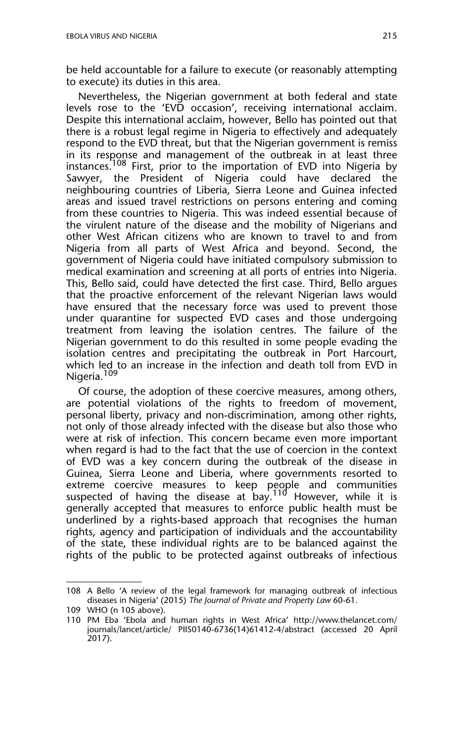be held accountable for a failure to execute (or reasonably attempting to execute) its duties in this area.

Nevertheless, the Nigerian government at both federal and state levels rose to the 'EVD occasion', receiving international acclaim. Despite this international acclaim, however, Bello has pointed out that there is a robust legal regime in Nigeria to effectively and adequately respond to the EVD threat, but that the Nigerian government is remiss in its response and management of the outbreak in at least three instances.[108] First, prior to the importation of EVD into Nigeria by Sawyer, the President of Nigeria could have declared the neighbouring countries of Liberia, Sierra Leone and Guinea infected areas and issued travel restrictions on persons entering and coming from these countries to Nigeria. This was indeed essential because of the virulent nature of the disease and the mobility of Nigerians and other West African citizens who are known to travel to and from Nigeria from all parts of West Africa and beyond. Second, the government of Nigeria could have initiated compulsory submission to medical examination and screening at all ports of entries into Nigeria. This, Bello said, could have detected the first case. Third, Bello argues that the proactive enforcement of the relevant Nigerian laws would have ensured that the necessary force was used to prevent those under quarantine for suspected EVD cases and those undergoing treatment from leaving the isolation centres. The failure of the Nigerian government to do this resulted in some people evading the isolation centres and precipitating the outbreak in Port Harcourt, which led to an increase in the infection and death toll from EVD in Nigeria.[109]

Of course, the adoption of these coercive measures, among others, are potential violations of the rights to freedom of movement, personal liberty, privacy and non-discrimination, among other rights, not only of those already infected with the disease but also those who were at risk of infection. This concern became even more important when regard is had to the fact that the use of coercion in the context of EVD was a key concern during the outbreak of the disease in Guinea, Sierra Leone and Liberia, where governments resorted to extreme coercive measures to keep people and communities suspected of having the disease at bay.[110] However, while it is generally accepted that measures to enforce public health must be underlined by a rights-based approach that recognises the human rights, agency and participation of individuals and the accountability of the state, these individual rights are to be balanced against the rights of the public to be protected against outbreaks of infectious

---

108 A Bello 'A review of the legal framework for managing outbreak of infectious diseases in Nigeria' (2015) *The Journal of Private and Property Law* 60-61.

109 WHO (n 105 above).

110 PM Eba 'Ebola and human rights in West Africa' http://www.thelancet.com/journals/lancet/article/ PIIS0140-6736(14)61412-4/abstract (accessed 20 April 2017).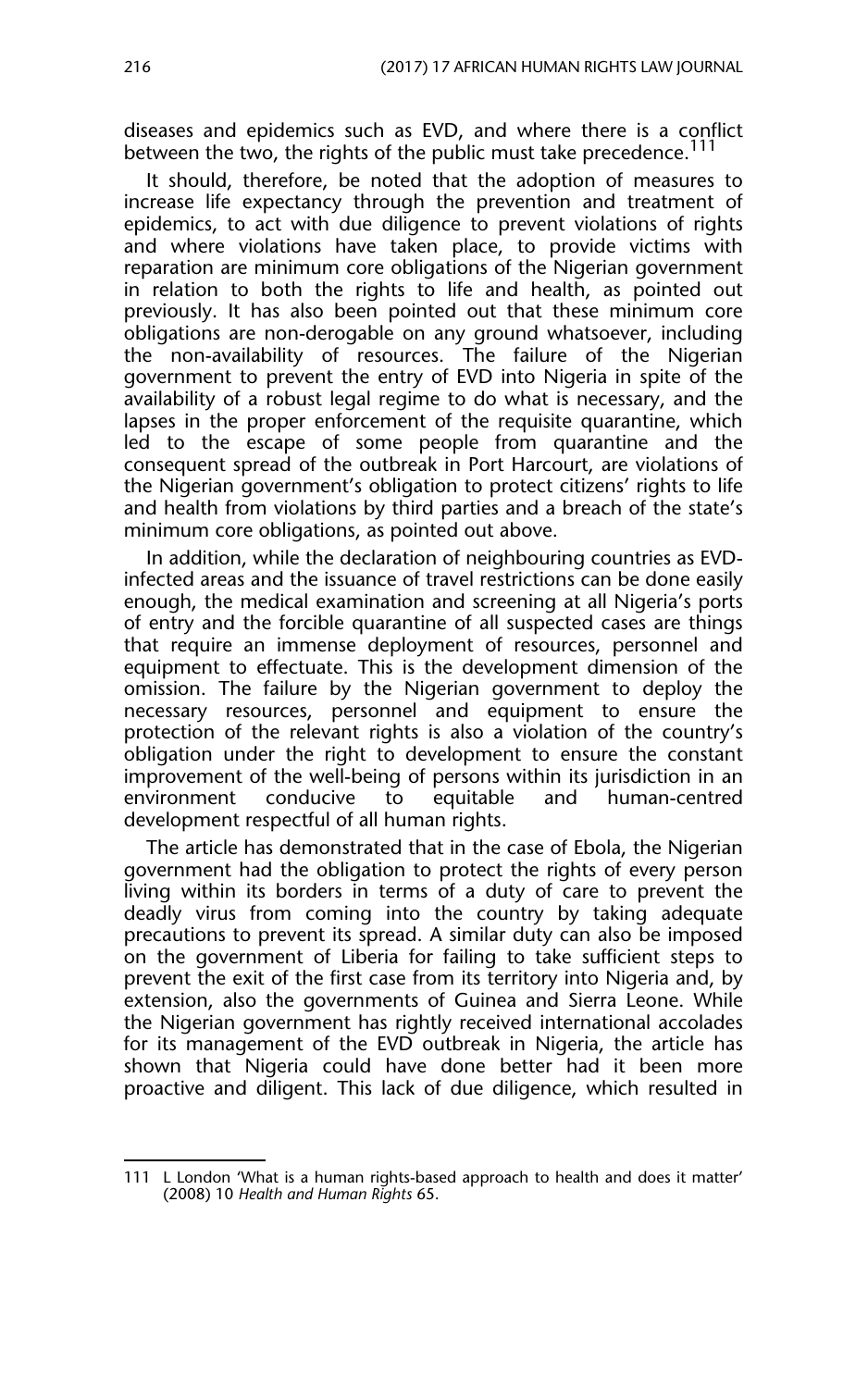diseases and epidemics such as EVD, and where there is a conflict between the two, the rights of the public must take precedence.[111]

It should, therefore, be noted that the adoption of measures to increase life expectancy through the prevention and treatment of epidemics, to act with due diligence to prevent violations of rights and where violations have taken place, to provide victims with reparation are minimum core obligations of the Nigerian government in relation to both the rights to life and health, as pointed out previously. It has also been pointed out that these minimum core obligations are non-derogable on any ground whatsoever, including the non-availability of resources. The failure of the Nigerian government to prevent the entry of EVD into Nigeria in spite of the availability of a robust legal regime to do what is necessary, and the lapses in the proper enforcement of the requisite quarantine, which led to the escape of some people from quarantine and the consequent spread of the outbreak in Port Harcourt, are violations of the Nigerian government's obligation to protect citizens' rights to life and health from violations by third parties and a breach of the state's minimum core obligations, as pointed out above.

In addition, while the declaration of neighbouring countries as EVD-infected areas and the issuance of travel restrictions can be done easily enough, the medical examination and screening at all Nigeria's ports of entry and the forcible quarantine of all suspected cases are things that require an immense deployment of resources, personnel and equipment to effectuate. This is the development dimension of the omission. The failure by the Nigerian government to deploy the necessary resources, personnel and equipment to ensure the protection of the relevant rights is also a violation of the country's obligation under the right to development to ensure the constant improvement of the well-being of persons within its jurisdiction in an environment conducive to equitable and human-centred development respectful of all human rights.

The article has demonstrated that in the case of Ebola, the Nigerian government had the obligation to protect the rights of every person living within its borders in terms of a duty of care to prevent the deadly virus from coming into the country by taking adequate precautions to prevent its spread. A similar duty can also be imposed on the government of Liberia for failing to take sufficient steps to prevent the exit of the first case from its territory into Nigeria and, by extension, also the governments of Guinea and Sierra Leone. While the Nigerian government has rightly received international accolades for its management of the EVD outbreak in Nigeria, the article has shown that Nigeria could have done better had it been more proactive and diligent. This lack of due diligence, which resulted in

---

111 L London 'What is a human rights-based approach to health and does it matter' (2008) 10 *Health and Human Rights* 65.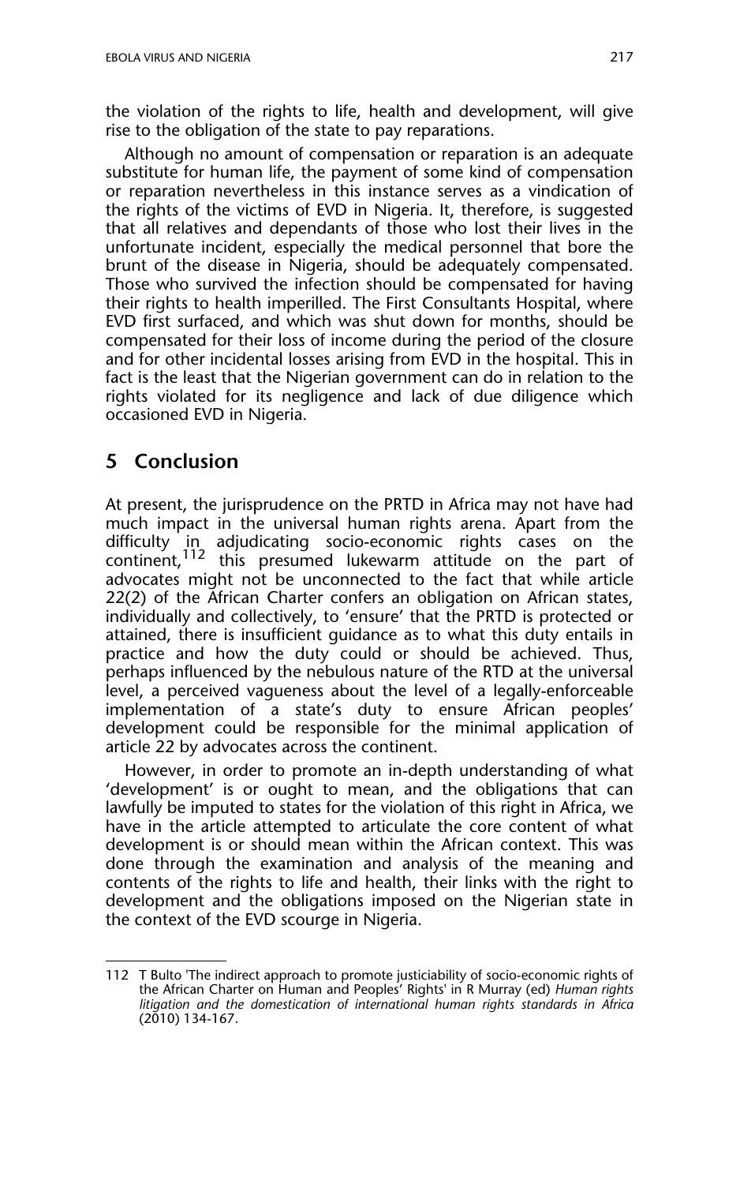the violation of the rights to life, health and development, will give rise to the obligation of the state to pay reparations.

Although no amount of compensation or reparation is an adequate substitute for human life, the payment of some kind of compensation or reparation nevertheless in this instance serves as a vindication of the rights of the victims of EVD in Nigeria. It, therefore, is suggested that all relatives and dependants of those who lost their lives in the unfortunate incident, especially the medical personnel that bore the brunt of the disease in Nigeria, should be adequately compensated. Those who survived the infection should be compensated for having their rights to health imperilled. The First Consultants Hospital, where EVD first surfaced, and which was shut down for months, should be compensated for their loss of income during the period of the closure and for other incidental losses arising from EVD in the hospital. This in fact is the least that the Nigerian government can do in relation to the rights violated for its negligence and lack of due diligence which occasioned EVD in Nigeria.

## 5 Conclusion

At present, the jurisprudence on the PRTD in Africa may not have had much impact in the universal human rights arena. Apart from the difficulty in adjudicating socio-economic rights cases on the continent,[112] this presumed lukewarm attitude on the part of advocates might not be unconnected to the fact that while article 22(2) of the African Charter confers an obligation on African states, individually and collectively, to 'ensure' that the PRTD is protected or attained, there is insufficient guidance as to what this duty entails in practice and how the duty could or should be achieved. Thus, perhaps influenced by the nebulous nature of the RTD at the universal level, a perceived vagueness about the level of a legally-enforceable implementation of a state's duty to ensure African peoples' development could be responsible for the minimal application of article 22 by advocates across the continent.

However, in order to promote an in-depth understanding of what 'development' is or ought to mean, and the obligations that can lawfully be imputed to states for the violation of this right in Africa, we have in the article attempted to articulate the core content of what development is or should mean within the African context. This was done through the examination and analysis of the meaning and contents of the rights to life and health, their links with the right to development and the obligations imposed on the Nigerian state in the context of the EVD scourge in Nigeria.

---

112 T Bulto 'The indirect approach to promote justiciability of socio-economic rights of the African Charter on Human and Peoples' Rights' in R Murray (ed) *Human rights litigation and the domestication of international human rights standards in Africa* (2010) 134-167.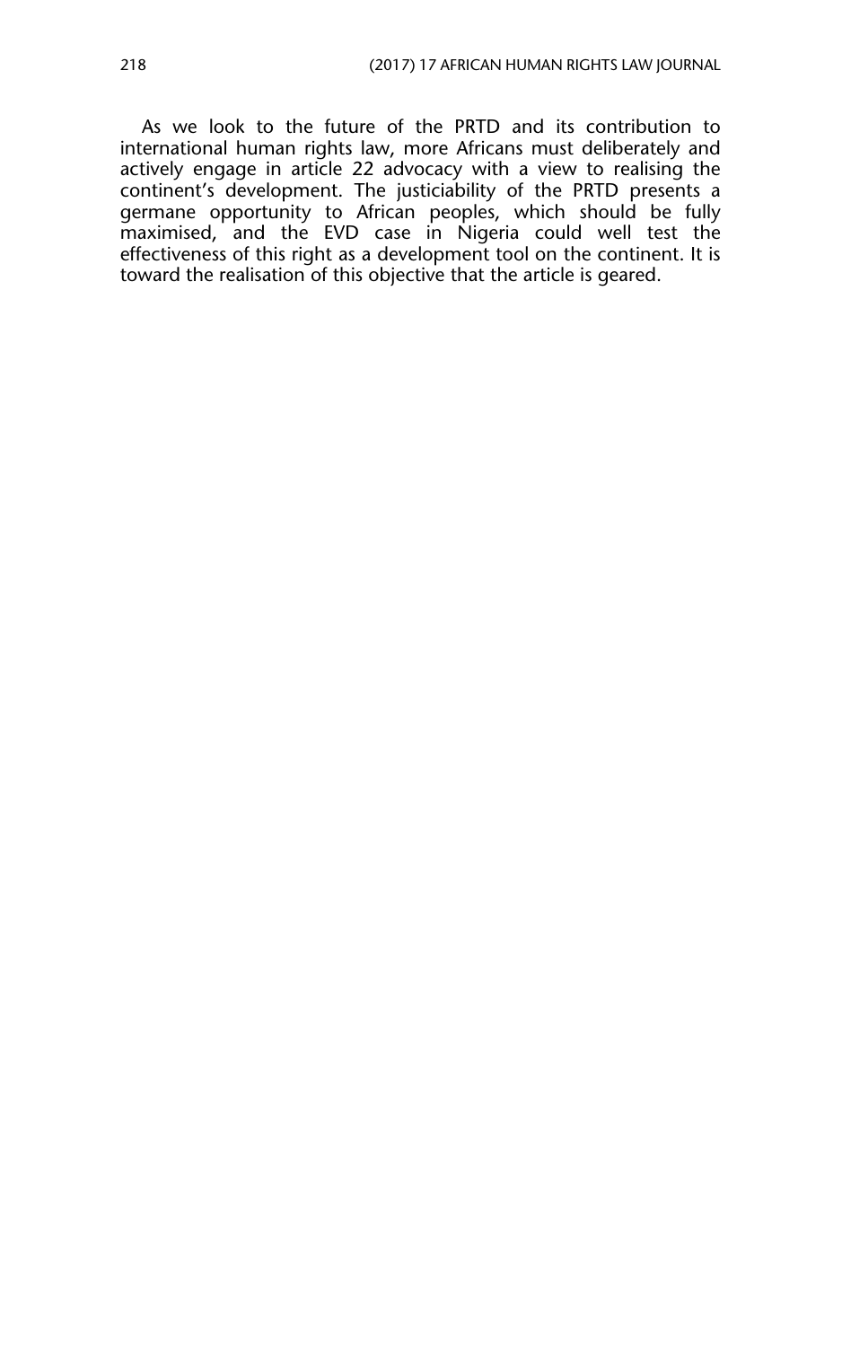As we look to the future of the PRTD and its contribution to international human rights law, more Africans must deliberately and actively engage in article 22 advocacy with a view to realising the continent's development. The justiciability of the PRTD presents a germane opportunity to African peoples, which should be fully maximised, and the EVD case in Nigeria could well test the effectiveness of this right as a development tool on the continent. It is toward the realisation of this objective that the article is geared.